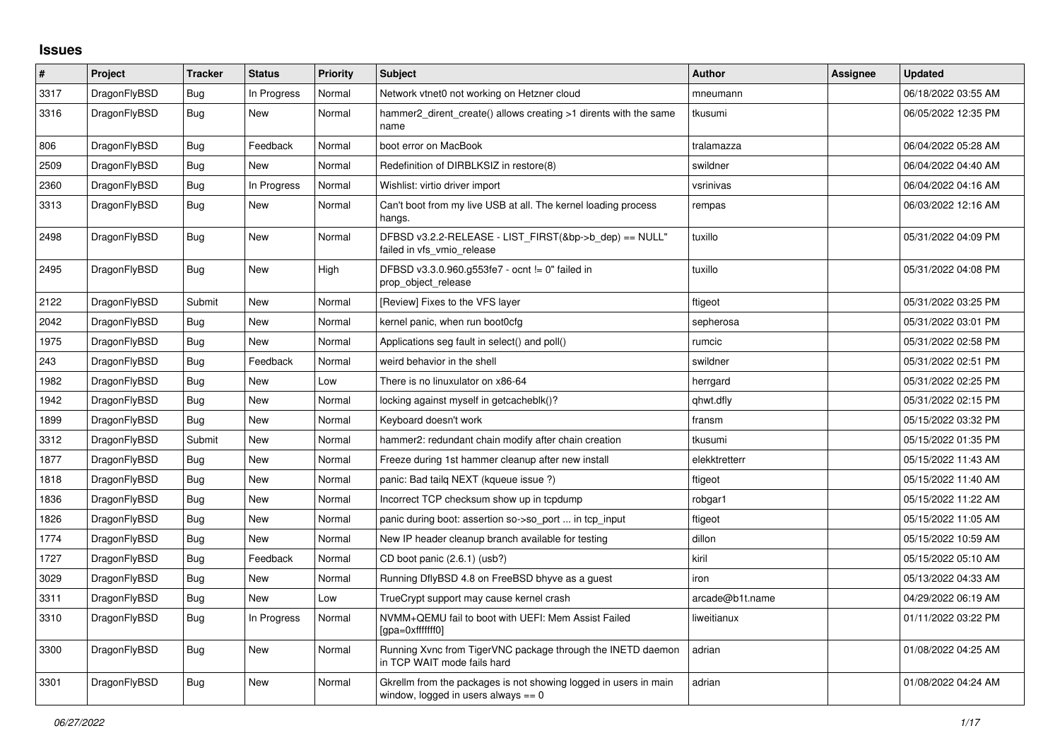## Issues

| # | Project | Tracker | Status | Priority | Subject | Author | Assignee | Updated |
|---|---|---|---|---|---|---|---|---|
| 3317 | DragonFlyBSD | Bug | In Progress | Normal | Network vtnet0 not working on Hetzner cloud | mneumann | | 06/18/2022 03:55 AM |
| 3316 | DragonFlyBSD | Bug | New | Normal | hammer2_dirent_create() allows creating >1 dirents with the same name | tkusumi | | 06/05/2022 12:35 PM |
| 806 | DragonFlyBSD | Bug | Feedback | Normal | boot error on MacBook | tralamazza | | 06/04/2022 05:28 AM |
| 2509 | DragonFlyBSD | Bug | New | Normal | Redefinition of DIRBLKSIZ in restore(8) | swildner | | 06/04/2022 04:40 AM |
| 2360 | DragonFlyBSD | Bug | In Progress | Normal | Wishlist: virtio driver import | vsrinivas | | 06/04/2022 04:16 AM |
| 3313 | DragonFlyBSD | Bug | New | Normal | Can't boot from my live USB at all. The kernel loading process hangs. | rempas | | 06/03/2022 12:16 AM |
| 2498 | DragonFlyBSD | Bug | New | Normal | DFBSD v3.2.2-RELEASE - LIST_FIRST(&bp->b_dep) == NULL" failed in vfs_vmio_release | tuxillo | | 05/31/2022 04:09 PM |
| 2495 | DragonFlyBSD | Bug | New | High | DFBSD v3.3.0.960.g553fe7 - ocnt != 0" failed in prop_object_release | tuxillo | | 05/31/2022 04:08 PM |
| 2122 | DragonFlyBSD | Submit | New | Normal | [Review] Fixes to the VFS layer | ftigeot | | 05/31/2022 03:25 PM |
| 2042 | DragonFlyBSD | Bug | New | Normal | kernel panic, when run boot0cfg | sepherosa | | 05/31/2022 03:01 PM |
| 1975 | DragonFlyBSD | Bug | New | Normal | Applications seg fault in select() and poll() | rumcic | | 05/31/2022 02:58 PM |
| 243 | DragonFlyBSD | Bug | Feedback | Normal | weird behavior in the shell | swildner | | 05/31/2022 02:51 PM |
| 1982 | DragonFlyBSD | Bug | New | Low | There is no linuxulator on x86-64 | herrgard | | 05/31/2022 02:25 PM |
| 1942 | DragonFlyBSD | Bug | New | Normal | locking against myself in getcacheblk()? | qhwt.dfly | | 05/31/2022 02:15 PM |
| 1899 | DragonFlyBSD | Bug | New | Normal | Keyboard doesn't work | fransm | | 05/15/2022 03:32 PM |
| 3312 | DragonFlyBSD | Submit | New | Normal | hammer2: redundant chain modify after chain creation | tkusumi | | 05/15/2022 01:35 PM |
| 1877 | DragonFlyBSD | Bug | New | Normal | Freeze during 1st hammer cleanup after new install | elekktretterr | | 05/15/2022 11:43 AM |
| 1818 | DragonFlyBSD | Bug | New | Normal | panic: Bad tailq NEXT (kqueue issue ?) | ftigeot | | 05/15/2022 11:40 AM |
| 1836 | DragonFlyBSD | Bug | New | Normal | Incorrect TCP checksum show up in tcpdump | robgar1 | | 05/15/2022 11:22 AM |
| 1826 | DragonFlyBSD | Bug | New | Normal | panic during boot: assertion so->so_port ... in tcp_input | ftigeot | | 05/15/2022 11:05 AM |
| 1774 | DragonFlyBSD | Bug | New | Normal | New IP header cleanup branch available for testing | dillon | | 05/15/2022 10:59 AM |
| 1727 | DragonFlyBSD | Bug | Feedback | Normal | CD boot panic (2.6.1) (usb?) | kiril | | 05/15/2022 05:10 AM |
| 3029 | DragonFlyBSD | Bug | New | Normal | Running DflyBSD 4.8 on FreeBSD bhyve as a guest | iron | | 05/13/2022 04:33 AM |
| 3311 | DragonFlyBSD | Bug | New | Low | TrueCrypt support may cause kernel crash | arcade@b1t.name | | 04/29/2022 06:19 AM |
| 3310 | DragonFlyBSD | Bug | In Progress | Normal | NVMM+QEMU fail to boot with UEFI: Mem Assist Failed [gpa=0xfffffff0] | liweitianux | | 01/11/2022 03:22 PM |
| 3300 | DragonFlyBSD | Bug | New | Normal | Running Xvnc from TigerVNC package through the INETD daemon in TCP WAIT mode fails hard | adrian | | 01/08/2022 04:25 AM |
| 3301 | DragonFlyBSD | Bug | New | Normal | Gkrellm from the packages is not showing logged in users in main window, logged in users always == 0 | adrian | | 01/08/2022 04:24 AM |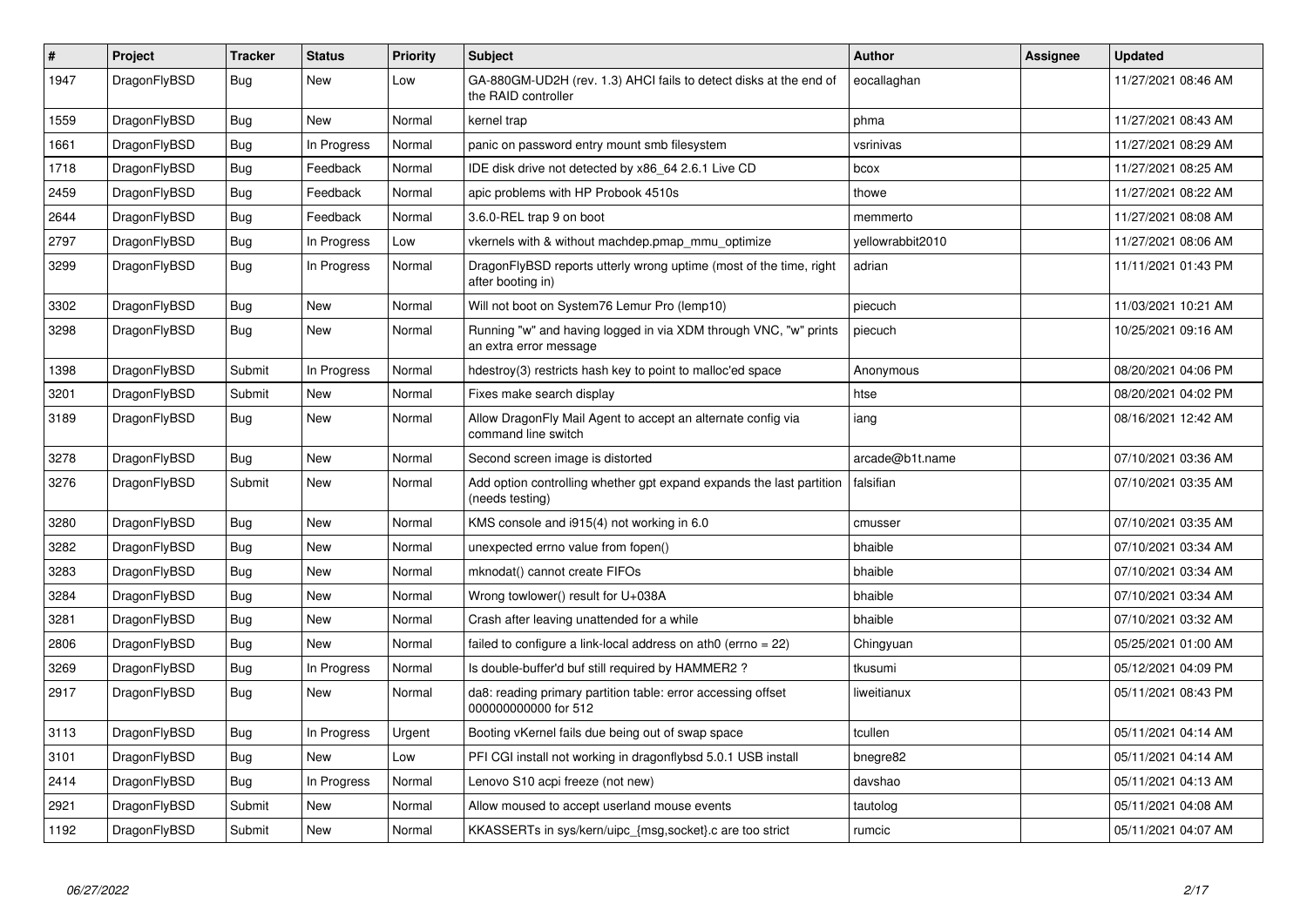| # | Project | Tracker | Status | Priority | Subject | Author | Assignee | Updated |
|---|---|---|---|---|---|---|---|---|
| 1947 | DragonFlyBSD | Bug | New | Low | GA-880GM-UD2H (rev. 1.3) AHCI fails to detect disks at the end of the RAID controller | eocallaghan | | 11/27/2021 08:46 AM |
| 1559 | DragonFlyBSD | Bug | New | Normal | kernel trap | phma | | 11/27/2021 08:43 AM |
| 1661 | DragonFlyBSD | Bug | In Progress | Normal | panic on password entry mount smb filesystem | vsrinivas | | 11/27/2021 08:29 AM |
| 1718 | DragonFlyBSD | Bug | Feedback | Normal | IDE disk drive not detected by x86_64 2.6.1 Live CD | bcox | | 11/27/2021 08:25 AM |
| 2459 | DragonFlyBSD | Bug | Feedback | Normal | apic problems with HP Probook 4510s | thowe | | 11/27/2021 08:22 AM |
| 2644 | DragonFlyBSD | Bug | Feedback | Normal | 3.6.0-REL trap 9 on boot | memmerto | | 11/27/2021 08:08 AM |
| 2797 | DragonFlyBSD | Bug | In Progress | Low | vkernels with & without machdep.pmap_mmu_optimize | yellowrabbit2010 | | 11/27/2021 08:06 AM |
| 3299 | DragonFlyBSD | Bug | In Progress | Normal | DragonFlyBSD reports utterly wrong uptime (most of the time, right after booting in) | adrian | | 11/11/2021 01:43 PM |
| 3302 | DragonFlyBSD | Bug | New | Normal | Will not boot on System76 Lemur Pro (lemp10) | piecuch | | 11/03/2021 10:21 AM |
| 3298 | DragonFlyBSD | Bug | New | Normal | Running "w" and having logged in via XDM through VNC, "w" prints an extra error message | piecuch | | 10/25/2021 09:16 AM |
| 1398 | DragonFlyBSD | Submit | In Progress | Normal | hdestroy(3) restricts hash key to point to malloc'ed space | Anonymous | | 08/20/2021 04:06 PM |
| 3201 | DragonFlyBSD | Submit | New | Normal | Fixes make search display | htse | | 08/20/2021 04:02 PM |
| 3189 | DragonFlyBSD | Bug | New | Normal | Allow DragonFly Mail Agent to accept an alternate config via command line switch | iang | | 08/16/2021 12:42 AM |
| 3278 | DragonFlyBSD | Bug | New | Normal | Second screen image is distorted | arcade@b1t.name | | 07/10/2021 03:36 AM |
| 3276 | DragonFlyBSD | Submit | New | Normal | Add option controlling whether gpt expand expands the last partition (needs testing) | falsifian | | 07/10/2021 03:35 AM |
| 3280 | DragonFlyBSD | Bug | New | Normal | KMS console and i915(4) not working in 6.0 | cmusser | | 07/10/2021 03:35 AM |
| 3282 | DragonFlyBSD | Bug | New | Normal | unexpected errno value from fopen() | bhaible | | 07/10/2021 03:34 AM |
| 3283 | DragonFlyBSD | Bug | New | Normal | mknodat() cannot create FIFOs | bhaible | | 07/10/2021 03:34 AM |
| 3284 | DragonFlyBSD | Bug | New | Normal | Wrong towlower() result for U+038A | bhaible | | 07/10/2021 03:34 AM |
| 3281 | DragonFlyBSD | Bug | New | Normal | Crash after leaving unattended for a while | bhaible | | 07/10/2021 03:32 AM |
| 2806 | DragonFlyBSD | Bug | New | Normal | failed to configure a link-local address on ath0 (errno = 22) | Chingyuan | | 05/25/2021 01:00 AM |
| 3269 | DragonFlyBSD | Bug | In Progress | Normal | Is double-buffer'd buf still required by HAMMER2 ? | tkusumi | | 05/12/2021 04:09 PM |
| 2917 | DragonFlyBSD | Bug | New | Normal | da8: reading primary partition table: error accessing offset 000000000000 for 512 | liweitianux | | 05/11/2021 08:43 PM |
| 3113 | DragonFlyBSD | Bug | In Progress | Urgent | Booting vKernel fails due being out of swap space | tcullen | | 05/11/2021 04:14 AM |
| 3101 | DragonFlyBSD | Bug | New | Low | PFI CGI install not working in dragonflybsd 5.0.1 USB install | bnegre82 | | 05/11/2021 04:14 AM |
| 2414 | DragonFlyBSD | Bug | In Progress | Normal | Lenovo S10 acpi freeze (not new) | davshao | | 05/11/2021 04:13 AM |
| 2921 | DragonFlyBSD | Submit | New | Normal | Allow moused to accept userland mouse events | tautolog | | 05/11/2021 04:08 AM |
| 1192 | DragonFlyBSD | Submit | New | Normal | KKASSERTs in sys/kern/uipc_{msg,socket}.c are too strict | rumcic | | 05/11/2021 04:07 AM |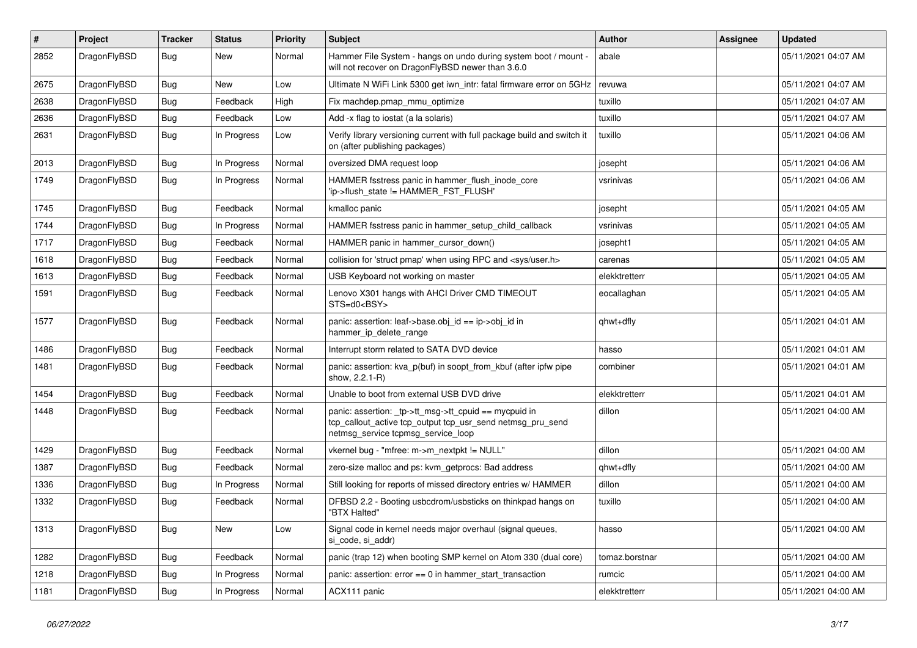| # | Project | Tracker | Status | Priority | Subject | Author | Assignee | Updated |
|---|---|---|---|---|---|---|---|---|
| 2852 | DragonFlyBSD | Bug | New | Normal | Hammer File System - hangs on undo during system boot / mount - will not recover on DragonFlyBSD newer than 3.6.0 | abale | | 05/11/2021 04:07 AM |
| 2675 | DragonFlyBSD | Bug | New | Low | Ultimate N WiFi Link 5300 get iwn_intr: fatal firmware error on 5GHz | revuwa | | 05/11/2021 04:07 AM |
| 2638 | DragonFlyBSD | Bug | Feedback | High | Fix machdep.pmap_mmu_optimize | tuxillo | | 05/11/2021 04:07 AM |
| 2636 | DragonFlyBSD | Bug | Feedback | Low | Add -x flag to iostat (a la solaris) | tuxillo | | 05/11/2021 04:07 AM |
| 2631 | DragonFlyBSD | Bug | In Progress | Low | Verify library versioning current with full package build and switch it on (after publishing packages) | tuxillo | | 05/11/2021 04:06 AM |
| 2013 | DragonFlyBSD | Bug | In Progress | Normal | oversized DMA request loop | josepht | | 05/11/2021 04:06 AM |
| 1749 | DragonFlyBSD | Bug | In Progress | Normal | HAMMER fsstress panic in hammer_flush_inode_core 'ip->flush_state != HAMMER_FST_FLUSH' | vsrinivas | | 05/11/2021 04:06 AM |
| 1745 | DragonFlyBSD | Bug | Feedback | Normal | kmalloc panic | josepht | | 05/11/2021 04:05 AM |
| 1744 | DragonFlyBSD | Bug | In Progress | Normal | HAMMER fsstress panic in hammer_setup_child_callback | vsrinivas | | 05/11/2021 04:05 AM |
| 1717 | DragonFlyBSD | Bug | Feedback | Normal | HAMMER panic in hammer_cursor_down() | josepht1 | | 05/11/2021 04:05 AM |
| 1618 | DragonFlyBSD | Bug | Feedback | Normal | collision for 'struct pmap' when using RPC and <sys/user.h> | carenas | | 05/11/2021 04:05 AM |
| 1613 | DragonFlyBSD | Bug | Feedback | Normal | USB Keyboard not working on master | elekktretterr | | 05/11/2021 04:05 AM |
| 1591 | DragonFlyBSD | Bug | Feedback | Normal | Lenovo X301 hangs with AHCI Driver CMD TIMEOUT STS=d0<BSY> | eocallaghan | | 05/11/2021 04:05 AM |
| 1577 | DragonFlyBSD | Bug | Feedback | Normal | panic: assertion: leaf->base.obj_id == ip->obj_id in hammer_ip_delete_range | qhwt+dfly | | 05/11/2021 04:01 AM |
| 1486 | DragonFlyBSD | Bug | Feedback | Normal | Interrupt storm related to SATA DVD device | hasso | | 05/11/2021 04:01 AM |
| 1481 | DragonFlyBSD | Bug | Feedback | Normal | panic: assertion: kva_p(buf) in soopt_from_kbuf (after ipfw pipe show, 2.2.1-R) | combiner | | 05/11/2021 04:01 AM |
| 1454 | DragonFlyBSD | Bug | Feedback | Normal | Unable to boot from external USB DVD drive | elekktretterr | | 05/11/2021 04:01 AM |
| 1448 | DragonFlyBSD | Bug | Feedback | Normal | panic: assertion: _tp->tt_msg->tt_cpuid == mycpuid in tcp_callout_active tcp_output tcp_usr_send netmsg_pru_send netmsg_service tcpmsg_service_loop | dillon | | 05/11/2021 04:00 AM |
| 1429 | DragonFlyBSD | Bug | Feedback | Normal | vkernel bug - "mfree: m->m_nextpkt != NULL" | dillon | | 05/11/2021 04:00 AM |
| 1387 | DragonFlyBSD | Bug | Feedback | Normal | zero-size malloc and ps: kvm_getprocs: Bad address | qhwt+dfly | | 05/11/2021 04:00 AM |
| 1336 | DragonFlyBSD | Bug | In Progress | Normal | Still looking for reports of missed directory entries w/ HAMMER | dillon | | 05/11/2021 04:00 AM |
| 1332 | DragonFlyBSD | Bug | Feedback | Normal | DFBSD 2.2 - Booting usbcdrom/usbsticks on thinkpad hangs on "BTX Halted" | tuxillo | | 05/11/2021 04:00 AM |
| 1313 | DragonFlyBSD | Bug | New | Low | Signal code in kernel needs major overhaul (signal queues, si_code, si_addr) | hasso | | 05/11/2021 04:00 AM |
| 1282 | DragonFlyBSD | Bug | Feedback | Normal | panic (trap 12) when booting SMP kernel on Atom 330 (dual core) | tomaz.borstnar | | 05/11/2021 04:00 AM |
| 1218 | DragonFlyBSD | Bug | In Progress | Normal | panic: assertion: error == 0 in hammer_start_transaction | rumcic | | 05/11/2021 04:00 AM |
| 1181 | DragonFlyBSD | Bug | In Progress | Normal | ACX111 panic | elekktretterr | | 05/11/2021 04:00 AM |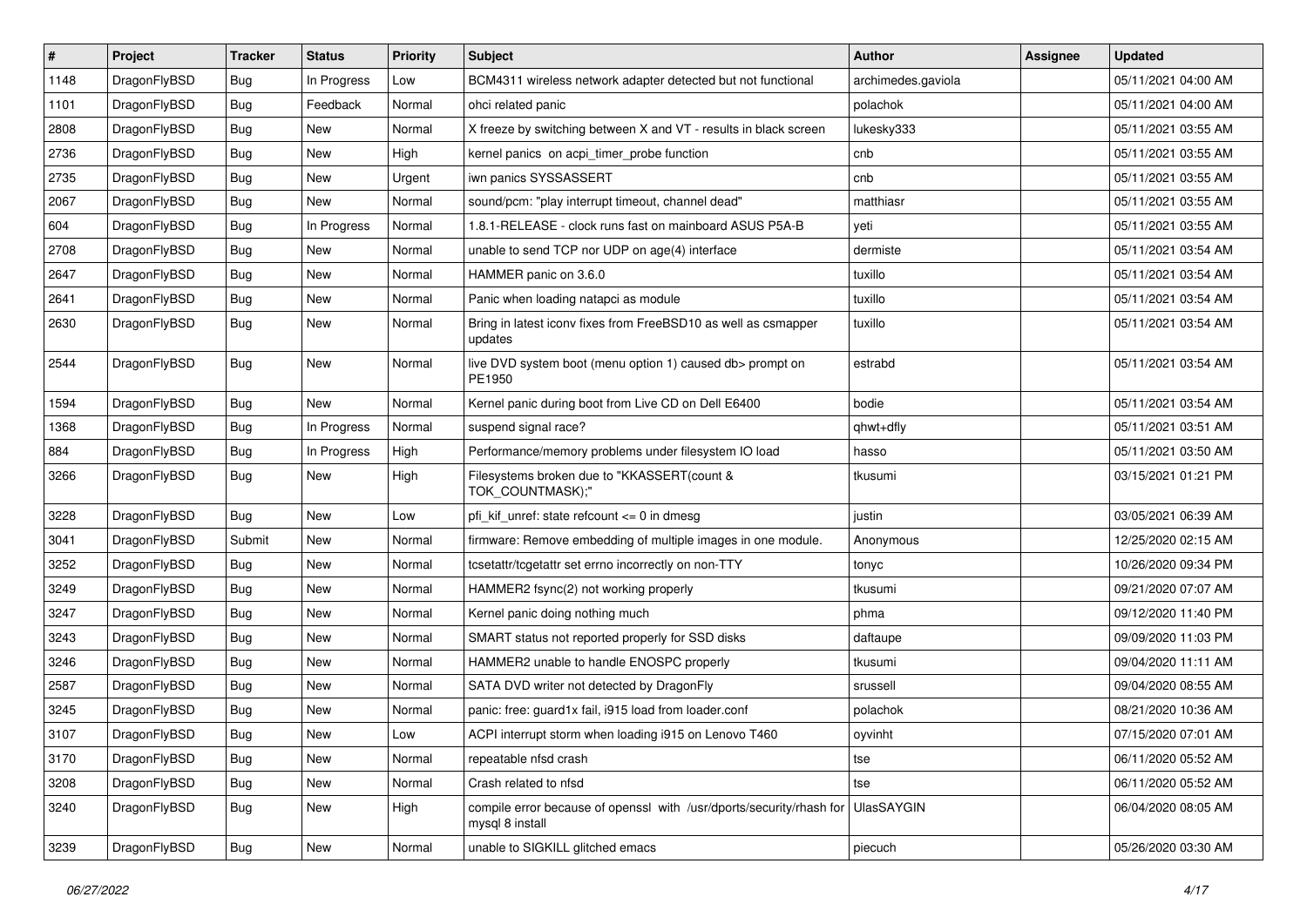| # | Project | Tracker | Status | Priority | Subject | Author | Assignee | Updated |
|---|---|---|---|---|---|---|---|---|
| 1148 | DragonFlyBSD | Bug | In Progress | Low | BCM4311 wireless network adapter detected but not functional | archimedes.gaviola | | 05/11/2021 04:00 AM |
| 1101 | DragonFlyBSD | Bug | Feedback | Normal | ohci related panic | polachok | | 05/11/2021 04:00 AM |
| 2808 | DragonFlyBSD | Bug | New | Normal | X freeze by switching between X and VT - results in black screen | lukesky333 | | 05/11/2021 03:55 AM |
| 2736 | DragonFlyBSD | Bug | New | High | kernel panics on acpi_timer_probe function | cnb | | 05/11/2021 03:55 AM |
| 2735 | DragonFlyBSD | Bug | New | Urgent | iwn panics SYSSASSERT | cnb | | 05/11/2021 03:55 AM |
| 2067 | DragonFlyBSD | Bug | New | Normal | sound/pcm: "play interrupt timeout, channel dead" | matthiasr | | 05/11/2021 03:55 AM |
| 604 | DragonFlyBSD | Bug | In Progress | Normal | 1.8.1-RELEASE - clock runs fast on mainboard ASUS P5A-B | yeti | | 05/11/2021 03:55 AM |
| 2708 | DragonFlyBSD | Bug | New | Normal | unable to send TCP nor UDP on age(4) interface | dermiste | | 05/11/2021 03:54 AM |
| 2647 | DragonFlyBSD | Bug | New | Normal | HAMMER panic on 3.6.0 | tuxillo | | 05/11/2021 03:54 AM |
| 2641 | DragonFlyBSD | Bug | New | Normal | Panic when loading natapci as module | tuxillo | | 05/11/2021 03:54 AM |
| 2630 | DragonFlyBSD | Bug | New | Normal | Bring in latest iconv fixes from FreeBSD10 as well as csmapper updates | tuxillo | | 05/11/2021 03:54 AM |
| 2544 | DragonFlyBSD | Bug | New | Normal | live DVD system boot (menu option 1) caused db> prompt on PE1950 | estrabd | | 05/11/2021 03:54 AM |
| 1594 | DragonFlyBSD | Bug | New | Normal | Kernel panic during boot from Live CD on Dell E6400 | bodie | | 05/11/2021 03:54 AM |
| 1368 | DragonFlyBSD | Bug | In Progress | Normal | suspend signal race? | qhwt+dfly | | 05/11/2021 03:51 AM |
| 884 | DragonFlyBSD | Bug | In Progress | High | Performance/memory problems under filesystem IO load | hasso | | 05/11/2021 03:50 AM |
| 3266 | DragonFlyBSD | Bug | New | High | Filesystems broken due to "KKASSERT(count & TOK_COUNTMASK);" | tkusumi | | 03/15/2021 01:21 PM |
| 3228 | DragonFlyBSD | Bug | New | Low | pfi_kif_unref: state refcount <= 0 in dmesg | justin | | 03/05/2021 06:39 AM |
| 3041 | DragonFlyBSD | Submit | New | Normal | firmware: Remove embedding of multiple images in one module. | Anonymous | | 12/25/2020 02:15 AM |
| 3252 | DragonFlyBSD | Bug | New | Normal | tcsetattr/tcgetattr set errno incorrectly on non-TTY | tonyc | | 10/26/2020 09:34 PM |
| 3249 | DragonFlyBSD | Bug | New | Normal | HAMMER2 fsync(2) not working properly | tkusumi | | 09/21/2020 07:07 AM |
| 3247 | DragonFlyBSD | Bug | New | Normal | Kernel panic doing nothing much | phma | | 09/12/2020 11:40 PM |
| 3243 | DragonFlyBSD | Bug | New | Normal | SMART status not reported properly for SSD disks | daftaupe | | 09/09/2020 11:03 PM |
| 3246 | DragonFlyBSD | Bug | New | Normal | HAMMER2 unable to handle ENOSPC properly | tkusumi | | 09/04/2020 11:11 AM |
| 2587 | DragonFlyBSD | Bug | New | Normal | SATA DVD writer not detected by DragonFly | srussell | | 09/04/2020 08:55 AM |
| 3245 | DragonFlyBSD | Bug | New | Normal | panic: free: guard1x fail, i915 load from loader.conf | polachok | | 08/21/2020 10:36 AM |
| 3107 | DragonFlyBSD | Bug | New | Low | ACPI interrupt storm when loading i915 on Lenovo T460 | oyvinht | | 07/15/2020 07:01 AM |
| 3170 | DragonFlyBSD | Bug | New | Normal | repeatable nfsd crash | tse | | 06/11/2020 05:52 AM |
| 3208 | DragonFlyBSD | Bug | New | Normal | Crash related to nfsd | tse | | 06/11/2020 05:52 AM |
| 3240 | DragonFlyBSD | Bug | New | High | compile error because of openssl with /usr/dports/security/rhash for mysql 8 install | UlasSAYGIN | | 06/04/2020 08:05 AM |
| 3239 | DragonFlyBSD | Bug | New | Normal | unable to SIGKILL glitched emacs | piecuch | | 05/26/2020 03:30 AM |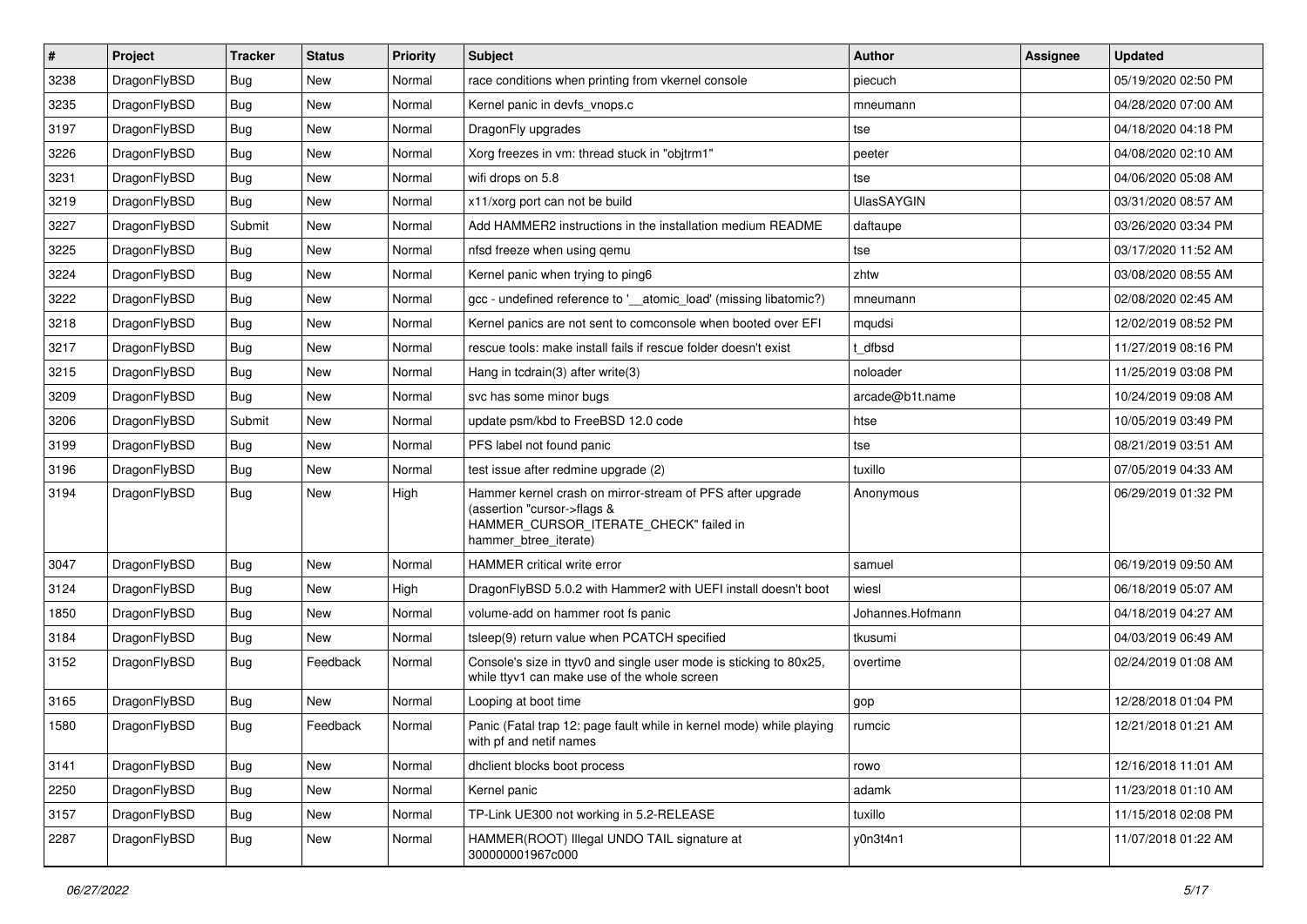| # | Project | Tracker | Status | Priority | Subject | Author | Assignee | Updated |
|---|---|---|---|---|---|---|---|---|
| 3238 | DragonFlyBSD | Bug | New | Normal | race conditions when printing from vkernel console | piecuch | | 05/19/2020 02:50 PM |
| 3235 | DragonFlyBSD | Bug | New | Normal | Kernel panic in devfs_vnops.c | mneumann | | 04/28/2020 07:00 AM |
| 3197 | DragonFlyBSD | Bug | New | Normal | DragonFly upgrades | tse | | 04/18/2020 04:18 PM |
| 3226 | DragonFlyBSD | Bug | New | Normal | Xorg freezes in vm: thread stuck in "objtrm1" | peeter | | 04/08/2020 02:10 AM |
| 3231 | DragonFlyBSD | Bug | New | Normal | wifi drops on 5.8 | tse | | 04/06/2020 05:08 AM |
| 3219 | DragonFlyBSD | Bug | New | Normal | x11/xorg port can not be build | UlasSAYGIN | | 03/31/2020 08:57 AM |
| 3227 | DragonFlyBSD | Submit | New | Normal | Add HAMMER2 instructions in the installation medium README | daftaupe | | 03/26/2020 03:34 PM |
| 3225 | DragonFlyBSD | Bug | New | Normal | nfsd freeze when using qemu | tse | | 03/17/2020 11:52 AM |
| 3224 | DragonFlyBSD | Bug | New | Normal | Kernel panic when trying to ping6 | zhtw | | 03/08/2020 08:55 AM |
| 3222 | DragonFlyBSD | Bug | New | Normal | gcc - undefined reference to '__atomic_load' (missing libatomic?) | mneumann | | 02/08/2020 02:45 AM |
| 3218 | DragonFlyBSD | Bug | New | Normal | Kernel panics are not sent to comconsole when booted over EFI | mqudsi | | 12/02/2019 08:52 PM |
| 3217 | DragonFlyBSD | Bug | New | Normal | rescue tools: make install fails if rescue folder doesn't exist | t_dfbsd | | 11/27/2019 08:16 PM |
| 3215 | DragonFlyBSD | Bug | New | Normal | Hang in tcdrain(3) after write(3) | noloader | | 11/25/2019 03:08 PM |
| 3209 | DragonFlyBSD | Bug | New | Normal | svc has some minor bugs | arcade@b1t.name | | 10/24/2019 09:08 AM |
| 3206 | DragonFlyBSD | Submit | New | Normal | update psm/kbd to FreeBSD 12.0 code | htse | | 10/05/2019 03:49 PM |
| 3199 | DragonFlyBSD | Bug | New | Normal | PFS label not found panic | tse | | 08/21/2019 03:51 AM |
| 3196 | DragonFlyBSD | Bug | New | Normal | test issue after redmine upgrade (2) | tuxillo | | 07/05/2019 04:33 AM |
| 3194 | DragonFlyBSD | Bug | New | High | Hammer kernel crash on mirror-stream of PFS after upgrade (assertion "cursor->flags & HAMMER_CURSOR_ITERATE_CHECK" failed in hammer_btree_iterate) | Anonymous | | 06/29/2019 01:32 PM |
| 3047 | DragonFlyBSD | Bug | New | Normal | HAMMER critical write error | samuel | | 06/19/2019 09:50 AM |
| 3124 | DragonFlyBSD | Bug | New | High | DragonFlyBSD 5.0.2 with Hammer2 with UEFI install doesn't boot | wiesl | | 06/18/2019 05:07 AM |
| 1850 | DragonFlyBSD | Bug | New | Normal | volume-add on hammer root fs panic | Johannes.Hofmann | | 04/18/2019 04:27 AM |
| 3184 | DragonFlyBSD | Bug | New | Normal | tsleep(9) return value when PCATCH specified | tkusumi | | 04/03/2019 06:49 AM |
| 3152 | DragonFlyBSD | Bug | Feedback | Normal | Console's size in ttyv0 and single user mode is sticking to 80x25, while ttyv1 can make use of the whole screen | overtime | | 02/24/2019 01:08 AM |
| 3165 | DragonFlyBSD | Bug | New | Normal | Looping at boot time | gop | | 12/28/2018 01:04 PM |
| 1580 | DragonFlyBSD | Bug | Feedback | Normal | Panic (Fatal trap 12: page fault while in kernel mode) while playing with pf and netif names | rumcic | | 12/21/2018 01:21 AM |
| 3141 | DragonFlyBSD | Bug | New | Normal | dhclient blocks boot process | rowo | | 12/16/2018 11:01 AM |
| 2250 | DragonFlyBSD | Bug | New | Normal | Kernel panic | adamk | | 11/23/2018 01:10 AM |
| 3157 | DragonFlyBSD | Bug | New | Normal | TP-Link UE300 not working in 5.2-RELEASE | tuxillo | | 11/15/2018 02:08 PM |
| 2287 | DragonFlyBSD | Bug | New | Normal | HAMMER(ROOT) Illegal UNDO TAIL signature at 300000001967c000 | y0n3t4n1 | | 11/07/2018 01:22 AM |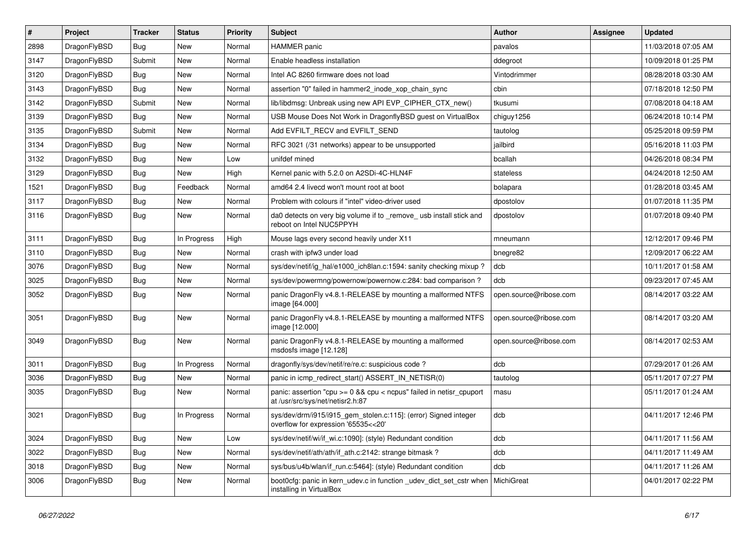| # | Project | Tracker | Status | Priority | Subject | Author | Assignee | Updated |
|---|---|---|---|---|---|---|---|---|
| 2898 | DragonFlyBSD | Bug | New | Normal | HAMMER panic | pavalos | | 11/03/2018 07:05 AM |
| 3147 | DragonFlyBSD | Submit | New | Normal | Enable headless installation | ddegroot | | 10/09/2018 01:25 PM |
| 3120 | DragonFlyBSD | Bug | New | Normal | Intel AC 8260 firmware does not load | Vintodrimmer | | 08/28/2018 03:30 AM |
| 3143 | DragonFlyBSD | Bug | New | Normal | assertion "0" failed in hammer2_inode_xop_chain_sync | cbin | | 07/18/2018 12:50 PM |
| 3142 | DragonFlyBSD | Submit | New | Normal | lib/libdmsg: Unbreak using new API EVP_CIPHER_CTX_new() | tkusumi | | 07/08/2018 04:18 AM |
| 3139 | DragonFlyBSD | Bug | New | Normal | USB Mouse Does Not Work in DragonflyBSD guest on VirtualBox | chiguy1256 | | 06/24/2018 10:14 PM |
| 3135 | DragonFlyBSD | Submit | New | Normal | Add EVFILT_RECV and EVFILT_SEND | tautolog | | 05/25/2018 09:59 PM |
| 3134 | DragonFlyBSD | Bug | New | Normal | RFC 3021 (/31 networks) appear to be unsupported | jailbird | | 05/16/2018 11:03 PM |
| 3132 | DragonFlyBSD | Bug | New | Low | unifdef mined | bcallah | | 04/26/2018 08:34 PM |
| 3129 | DragonFlyBSD | Bug | New | High | Kernel panic with 5.2.0 on A2SDi-4C-HLN4F | stateless | | 04/24/2018 12:50 AM |
| 1521 | DragonFlyBSD | Bug | Feedback | Normal | amd64 2.4 livecd won't mount root at boot | bolapara | | 01/28/2018 03:45 AM |
| 3117 | DragonFlyBSD | Bug | New | Normal | Problem with colours if "intel" video-driver used | dpostolov | | 01/07/2018 11:35 PM |
| 3116 | DragonFlyBSD | Bug | New | Normal | da0 detects on very big volume if to _remove_ usb install stick and reboot on Intel NUC5PPYH | dpostolov | | 01/07/2018 09:40 PM |
| 3111 | DragonFlyBSD | Bug | In Progress | High | Mouse lags every second heavily under X11 | mneumann | | 12/12/2017 09:46 PM |
| 3110 | DragonFlyBSD | Bug | New | Normal | crash with ipfw3 under load | bnegre82 | | 12/09/2017 06:22 AM |
| 3076 | DragonFlyBSD | Bug | New | Normal | sys/dev/netif/ig_hal/e1000_ich8lan.c:1594: sanity checking mixup ? | dcb | | 10/11/2017 01:58 AM |
| 3025 | DragonFlyBSD | Bug | New | Normal | sys/dev/powermng/powernow/powernow.c:284: bad comparison ? | dcb | | 09/23/2017 07:45 AM |
| 3052 | DragonFlyBSD | Bug | New | Normal | panic DragonFly v4.8.1-RELEASE by mounting a malformed NTFS image [64.000] | open.source@ribose.com | | 08/14/2017 03:22 AM |
| 3051 | DragonFlyBSD | Bug | New | Normal | panic DragonFly v4.8.1-RELEASE by mounting a malformed NTFS image [12.000] | open.source@ribose.com | | 08/14/2017 03:20 AM |
| 3049 | DragonFlyBSD | Bug | New | Normal | panic DragonFly v4.8.1-RELEASE by mounting a malformed msdosfs image [12.128] | open.source@ribose.com | | 08/14/2017 02:53 AM |
| 3011 | DragonFlyBSD | Bug | In Progress | Normal | dragonfly/sys/dev/netif/re/re.c: suspicious code ? | dcb | | 07/29/2017 01:26 AM |
| 3036 | DragonFlyBSD | Bug | New | Normal | panic in icmp_redirect_start() ASSERT_IN_NETISR(0) | tautolog | | 05/11/2017 07:27 PM |
| 3035 | DragonFlyBSD | Bug | New | Normal | panic: assertion "cpu >= 0 && cpu < ncpus" failed in netisr_cpuport at /usr/src/sys/net/netisr2.h:87 | masu | | 05/11/2017 01:24 AM |
| 3021 | DragonFlyBSD | Bug | In Progress | Normal | sys/dev/drm/i915/i915_gem_stolen.c:115]: (error) Signed integer overflow for expression '65535<<20' | dcb | | 04/11/2017 12:46 PM |
| 3024 | DragonFlyBSD | Bug | New | Low | sys/dev/netif/wi/if_wi.c:1090]: (style) Redundant condition | dcb | | 04/11/2017 11:56 AM |
| 3022 | DragonFlyBSD | Bug | New | Normal | sys/dev/netif/ath/ath/if_ath.c:2142: strange bitmask ? | dcb | | 04/11/2017 11:49 AM |
| 3018 | DragonFlyBSD | Bug | New | Normal | sys/bus/u4b/wlan/if_run.c:5464]: (style) Redundant condition | dcb | | 04/11/2017 11:26 AM |
| 3006 | DragonFlyBSD | Bug | New | Normal | boot0cfg: panic in kern_udev.c in function _udev_dict_set_cstr when installing in VirtualBox | MichiGreat | | 04/01/2017 02:22 PM |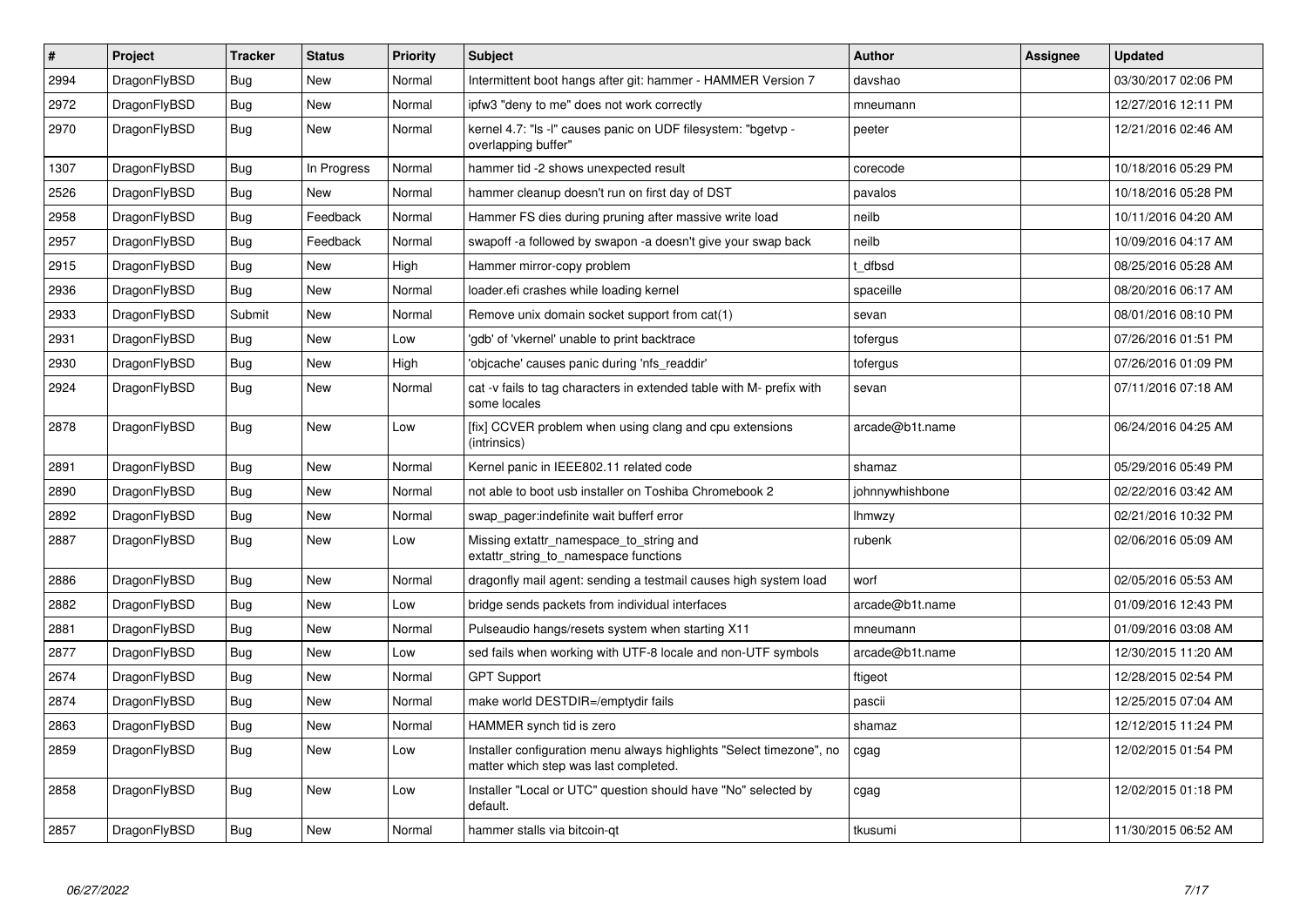| # | Project | Tracker | Status | Priority | Subject | Author | Assignee | Updated |
|---|---|---|---|---|---|---|---|---|
| 2994 | DragonFlyBSD | Bug | New | Normal | Intermittent boot hangs after git: hammer - HAMMER Version 7 | davshao | | 03/30/2017 02:06 PM |
| 2972 | DragonFlyBSD | Bug | New | Normal | ipfw3 "deny to me" does not work correctly | mneumann | | 12/27/2016 12:11 PM |
| 2970 | DragonFlyBSD | Bug | New | Normal | kernel 4.7: "ls -l" causes panic on UDF filesystem: "bgetvp - overlapping buffer" | peeter | | 12/21/2016 02:46 AM |
| 1307 | DragonFlyBSD | Bug | In Progress | Normal | hammer tid -2 shows unexpected result | corecode | | 10/18/2016 05:29 PM |
| 2526 | DragonFlyBSD | Bug | New | Normal | hammer cleanup doesn't run on first day of DST | pavalos | | 10/18/2016 05:28 PM |
| 2958 | DragonFlyBSD | Bug | Feedback | Normal | Hammer FS dies during pruning after massive write load | neilb | | 10/11/2016 04:20 AM |
| 2957 | DragonFlyBSD | Bug | Feedback | Normal | swapoff -a followed by swapon -a doesn't give your swap back | neilb | | 10/09/2016 04:17 AM |
| 2915 | DragonFlyBSD | Bug | New | High | Hammer mirror-copy problem | t_dfbsd | | 08/25/2016 05:28 AM |
| 2936 | DragonFlyBSD | Bug | New | Normal | loader.efi crashes while loading kernel | spaceille | | 08/20/2016 06:17 AM |
| 2933 | DragonFlyBSD | Submit | New | Normal | Remove unix domain socket support from cat(1) | sevan | | 08/01/2016 08:10 PM |
| 2931 | DragonFlyBSD | Bug | New | Low | 'gdb' of 'vkernel' unable to print backtrace | tofergus | | 07/26/2016 01:51 PM |
| 2930 | DragonFlyBSD | Bug | New | High | 'objcache' causes panic during 'nfs_readdir' | tofergus | | 07/26/2016 01:09 PM |
| 2924 | DragonFlyBSD | Bug | New | Normal | cat -v fails to tag characters in extended table with M- prefix with some locales | sevan | | 07/11/2016 07:18 AM |
| 2878 | DragonFlyBSD | Bug | New | Low | [fix] CCVER problem when using clang and cpu extensions (intrinsics) | arcade@b1t.name | | 06/24/2016 04:25 AM |
| 2891 | DragonFlyBSD | Bug | New | Normal | Kernel panic in IEEE802.11 related code | shamaz | | 05/29/2016 05:49 PM |
| 2890 | DragonFlyBSD | Bug | New | Normal | not able to boot usb installer on Toshiba Chromebook 2 | johnnywhishbone | | 02/22/2016 03:42 AM |
| 2892 | DragonFlyBSD | Bug | New | Normal | swap_pager:indefinite wait bufferf error | lhmwzy | | 02/21/2016 10:32 PM |
| 2887 | DragonFlyBSD | Bug | New | Low | Missing extattr_namespace_to_string and extattr_string_to_namespace functions | rubenk | | 02/06/2016 05:09 AM |
| 2886 | DragonFlyBSD | Bug | New | Normal | dragonfly mail agent: sending a testmail causes high system load | worf | | 02/05/2016 05:53 AM |
| 2882 | DragonFlyBSD | Bug | New | Low | bridge sends packets from individual interfaces | arcade@b1t.name | | 01/09/2016 12:43 PM |
| 2881 | DragonFlyBSD | Bug | New | Normal | Pulseaudio hangs/resets system when starting X11 | mneumann | | 01/09/2016 03:08 AM |
| 2877 | DragonFlyBSD | Bug | New | Low | sed fails when working with UTF-8 locale and non-UTF symbols | arcade@b1t.name | | 12/30/2015 11:20 AM |
| 2674 | DragonFlyBSD | Bug | New | Normal | GPT Support | ftigeot | | 12/28/2015 02:54 PM |
| 2874 | DragonFlyBSD | Bug | New | Normal | make world DESTDIR=/emptydir fails | pascii | | 12/25/2015 07:04 AM |
| 2863 | DragonFlyBSD | Bug | New | Normal | HAMMER synch tid is zero | shamaz | | 12/12/2015 11:24 PM |
| 2859 | DragonFlyBSD | Bug | New | Low | Installer configuration menu always highlights "Select timezone", no matter which step was last completed. | cgag | | 12/02/2015 01:54 PM |
| 2858 | DragonFlyBSD | Bug | New | Low | Installer "Local or UTC" question should have "No" selected by default. | cgag | | 12/02/2015 01:18 PM |
| 2857 | DragonFlyBSD | Bug | New | Normal | hammer stalls via bitcoin-qt | tkusumi | | 11/30/2015 06:52 AM |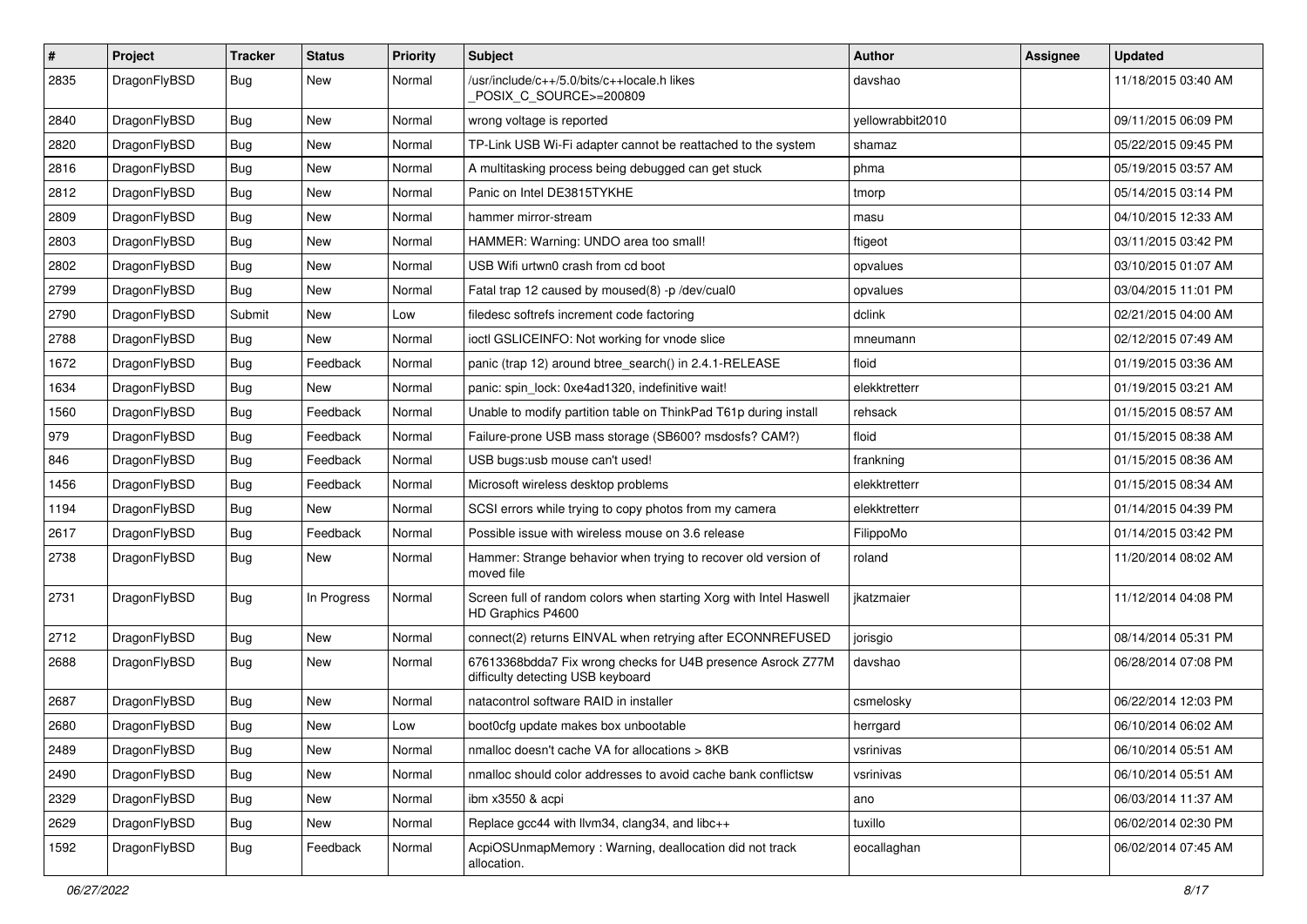| # | Project | Tracker | Status | Priority | Subject | Author | Assignee | Updated |
|---|---|---|---|---|---|---|---|---|
| 2835 | DragonFlyBSD | Bug | New | Normal | /usr/include/c++/5.0/bits/c++locale.h likes _POSIX_C_SOURCE>=200809 | davshao | | 11/18/2015 03:40 AM |
| 2840 | DragonFlyBSD | Bug | New | Normal | wrong voltage is reported | yellowrabbit2010 | | 09/11/2015 06:09 PM |
| 2820 | DragonFlyBSD | Bug | New | Normal | TP-Link USB Wi-Fi adapter cannot be reattached to the system | shamaz | | 05/22/2015 09:45 PM |
| 2816 | DragonFlyBSD | Bug | New | Normal | A multitasking process being debugged can get stuck | phma | | 05/19/2015 03:57 AM |
| 2812 | DragonFlyBSD | Bug | New | Normal | Panic on Intel DE3815TYKHE | tmorp | | 05/14/2015 03:14 PM |
| 2809 | DragonFlyBSD | Bug | New | Normal | hammer mirror-stream | masu | | 04/10/2015 12:33 AM |
| 2803 | DragonFlyBSD | Bug | New | Normal | HAMMER: Warning: UNDO area too small! | ftigeot | | 03/11/2015 03:42 PM |
| 2802 | DragonFlyBSD | Bug | New | Normal | USB Wifi urtwn0 crash from cd boot | opvalues | | 03/10/2015 01:07 AM |
| 2799 | DragonFlyBSD | Bug | New | Normal | Fatal trap 12 caused by moused(8) -p /dev/cual0 | opvalues | | 03/04/2015 11:01 PM |
| 2790 | DragonFlyBSD | Submit | New | Low | filedesc softrefs increment code factoring | dclink | | 02/21/2015 04:00 AM |
| 2788 | DragonFlyBSD | Bug | New | Normal | ioctl GSLICEINFO: Not working for vnode slice | mneumann | | 02/12/2015 07:49 AM |
| 1672 | DragonFlyBSD | Bug | Feedback | Normal | panic (trap 12) around btree_search() in 2.4.1-RELEASE | floid | | 01/19/2015 03:36 AM |
| 1634 | DragonFlyBSD | Bug | New | Normal | panic: spin_lock: 0xe4ad1320, indefinitive wait! | elekktretterr | | 01/19/2015 03:21 AM |
| 1560 | DragonFlyBSD | Bug | Feedback | Normal | Unable to modify partition table on ThinkPad T61p during install | rehsack | | 01/15/2015 08:57 AM |
| 979 | DragonFlyBSD | Bug | Feedback | Normal | Failure-prone USB mass storage (SB600? msdosfs? CAM?) | floid | | 01/15/2015 08:38 AM |
| 846 | DragonFlyBSD | Bug | Feedback | Normal | USB bugs:usb mouse can't used! | frankning | | 01/15/2015 08:36 AM |
| 1456 | DragonFlyBSD | Bug | Feedback | Normal | Microsoft wireless desktop problems | elekktretterr | | 01/15/2015 08:34 AM |
| 1194 | DragonFlyBSD | Bug | New | Normal | SCSI errors while trying to copy photos from my camera | elekktretterr | | 01/14/2015 04:39 PM |
| 2617 | DragonFlyBSD | Bug | Feedback | Normal | Possible issue with wireless mouse on 3.6 release | FilippoMo | | 01/14/2015 03:42 PM |
| 2738 | DragonFlyBSD | Bug | New | Normal | Hammer: Strange behavior when trying to recover old version of moved file | roland | | 11/20/2014 08:02 AM |
| 2731 | DragonFlyBSD | Bug | In Progress | Normal | Screen full of random colors when starting Xorg with Intel Haswell HD Graphics P4600 | jkatzmaier | | 11/12/2014 04:08 PM |
| 2712 | DragonFlyBSD | Bug | New | Normal | connect(2) returns EINVAL when retrying after ECONNREFUSED | jorisgio | | 08/14/2014 05:31 PM |
| 2688 | DragonFlyBSD | Bug | New | Normal | 67613368bdda7 Fix wrong checks for U4B presence Asrock Z77M difficulty detecting USB keyboard | davshao | | 06/28/2014 07:08 PM |
| 2687 | DragonFlyBSD | Bug | New | Normal | natacontrol software RAID in installer | csmelosky | | 06/22/2014 12:03 PM |
| 2680 | DragonFlyBSD | Bug | New | Low | boot0cfg update makes box unbootable | herrgard | | 06/10/2014 06:02 AM |
| 2489 | DragonFlyBSD | Bug | New | Normal | nmalloc doesn't cache VA for allocations > 8KB | vsrinivas | | 06/10/2014 05:51 AM |
| 2490 | DragonFlyBSD | Bug | New | Normal | nmalloc should color addresses to avoid cache bank conflictsw | vsrinivas | | 06/10/2014 05:51 AM |
| 2329 | DragonFlyBSD | Bug | New | Normal | ibm x3550 & acpi | ano | | 06/03/2014 11:37 AM |
| 2629 | DragonFlyBSD | Bug | New | Normal | Replace gcc44 with llvm34, clang34, and libc++ | tuxillo | | 06/02/2014 02:30 PM |
| 1592 | DragonFlyBSD | Bug | Feedback | Normal | AcpiOSUnmapMemory : Warning, deallocation did not track allocation. | eocallaghan | | 06/02/2014 07:45 AM |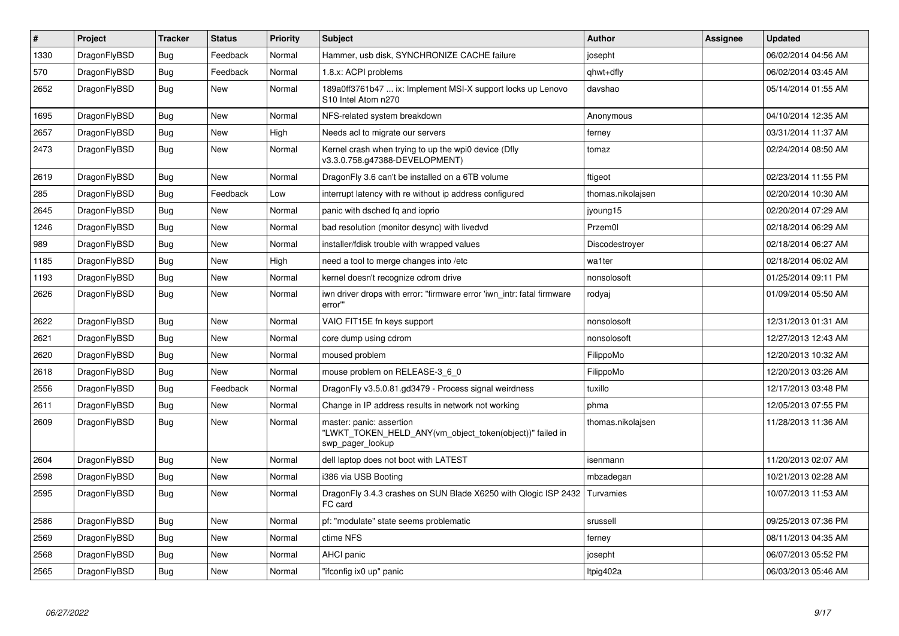| # | Project | Tracker | Status | Priority | Subject | Author | Assignee | Updated |
|---|---|---|---|---|---|---|---|---|
| 1330 | DragonFlyBSD | Bug | Feedback | Normal | Hammer, usb disk, SYNCHRONIZE CACHE failure | josepht | | 06/02/2014 04:56 AM |
| 570 | DragonFlyBSD | Bug | Feedback | Normal | 1.8.x: ACPI problems | qhwt+dfly | | 06/02/2014 03:45 AM |
| 2652 | DragonFlyBSD | Bug | New | Normal | 189a0ff3761b47 ... ix: Implement MSI-X support locks up Lenovo S10 Intel Atom n270 | davshao | | 05/14/2014 01:55 AM |
| 1695 | DragonFlyBSD | Bug | New | Normal | NFS-related system breakdown | Anonymous | | 04/10/2014 12:35 AM |
| 2657 | DragonFlyBSD | Bug | New | High | Needs acl to migrate our servers | ferney | | 03/31/2014 11:37 AM |
| 2473 | DragonFlyBSD | Bug | New | Normal | Kernel crash when trying to up the wpi0 device (Dfly v3.3.0.758.g47388-DEVELOPMENT) | tomaz | | 02/24/2014 08:50 AM |
| 2619 | DragonFlyBSD | Bug | New | Normal | DragonFly 3.6 can't be installed on a 6TB volume | ftigeot | | 02/23/2014 11:55 PM |
| 285 | DragonFlyBSD | Bug | Feedback | Low | interrupt latency with re without ip address configured | thomas.nikolajsen | | 02/20/2014 10:30 AM |
| 2645 | DragonFlyBSD | Bug | New | Normal | panic with dsched fq and ioprio | jyoung15 | | 02/20/2014 07:29 AM |
| 1246 | DragonFlyBSD | Bug | New | Normal | bad resolution (monitor desync) with livedvd | Przem0l | | 02/18/2014 06:29 AM |
| 989 | DragonFlyBSD | Bug | New | Normal | installer/fdisk trouble with wrapped values | Discodestroyer | | 02/18/2014 06:27 AM |
| 1185 | DragonFlyBSD | Bug | New | High | need a tool to merge changes into /etc | wa1ter | | 02/18/2014 06:02 AM |
| 1193 | DragonFlyBSD | Bug | New | Normal | kernel doesn't recognize cdrom drive | nonsolosoft | | 01/25/2014 09:11 PM |
| 2626 | DragonFlyBSD | Bug | New | Normal | iwn driver drops with error: "firmware error 'iwn_intr: fatal firmware error'" | rodyaj | | 01/09/2014 05:50 AM |
| 2622 | DragonFlyBSD | Bug | New | Normal | VAIO FIT15E fn keys support | nonsolosoft | | 12/31/2013 01:31 AM |
| 2621 | DragonFlyBSD | Bug | New | Normal | core dump using cdrom | nonsolosoft | | 12/27/2013 12:43 AM |
| 2620 | DragonFlyBSD | Bug | New | Normal | moused problem | FilippoMo | | 12/20/2013 10:32 AM |
| 2618 | DragonFlyBSD | Bug | New | Normal | mouse problem on RELEASE-3_6_0 | FilippoMo | | 12/20/2013 03:26 AM |
| 2556 | DragonFlyBSD | Bug | Feedback | Normal | DragonFly v3.5.0.81.gd3479 - Process signal weirdness | tuxillo | | 12/17/2013 03:48 PM |
| 2611 | DragonFlyBSD | Bug | New | Normal | Change in IP address results in network not working | phma | | 12/05/2013 07:55 PM |
| 2609 | DragonFlyBSD | Bug | New | Normal | master: panic: assertion "LWKT_TOKEN_HELD_ANY(vm_object_token(object))" failed in swp_pager_lookup | thomas.nikolajsen | | 11/28/2013 11:36 AM |
| 2604 | DragonFlyBSD | Bug | New | Normal | dell laptop does not boot with LATEST | isenmann | | 11/20/2013 02:07 AM |
| 2598 | DragonFlyBSD | Bug | New | Normal | i386 via USB Booting | mbzadegan | | 10/21/2013 02:28 AM |
| 2595 | DragonFlyBSD | Bug | New | Normal | DragonFly 3.4.3 crashes on SUN Blade X6250 with Qlogic ISP 2432 FC card | Turvamies | | 10/07/2013 11:53 AM |
| 2586 | DragonFlyBSD | Bug | New | Normal | pf: "modulate" state seems problematic | srussell | | 09/25/2013 07:36 PM |
| 2569 | DragonFlyBSD | Bug | New | Normal | ctime NFS | ferney | | 08/11/2013 04:35 AM |
| 2568 | DragonFlyBSD | Bug | New | Normal | AHCI panic | josepht | | 06/07/2013 05:52 PM |
| 2565 | DragonFlyBSD | Bug | New | Normal | "ifconfig ix0 up" panic | Itpig402a | | 06/03/2013 05:46 AM |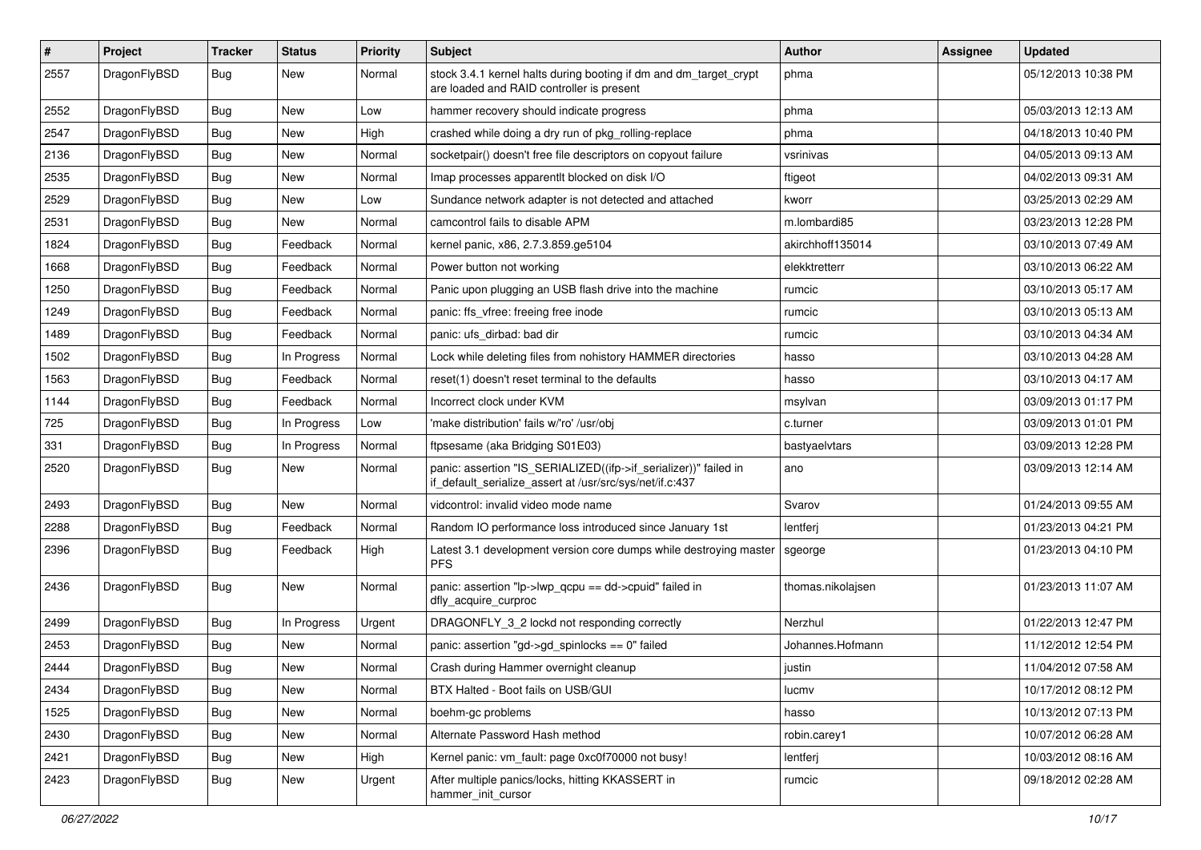| # | Project | Tracker | Status | Priority | Subject | Author | Assignee | Updated |
|---|---|---|---|---|---|---|---|---|
| 2557 | DragonFlyBSD | Bug | New | Normal | stock 3.4.1 kernel halts during booting if dm and dm_target_crypt are loaded and RAID controller is present | phma | | 05/12/2013 10:38 PM |
| 2552 | DragonFlyBSD | Bug | New | Low | hammer recovery should indicate progress | phma | | 05/03/2013 12:13 AM |
| 2547 | DragonFlyBSD | Bug | New | High | crashed while doing a dry run of pkg_rolling-replace | phma | | 04/18/2013 10:40 PM |
| 2136 | DragonFlyBSD | Bug | New | Normal | socketpair() doesn't free file descriptors on copyout failure | vsrinivas | | 04/05/2013 09:13 AM |
| 2535 | DragonFlyBSD | Bug | New | Normal | Imap processes apparentlt blocked on disk I/O | ftigeot | | 04/02/2013 09:31 AM |
| 2529 | DragonFlyBSD | Bug | New | Low | Sundance network adapter is not detected and attached | kworr | | 03/25/2013 02:29 AM |
| 2531 | DragonFlyBSD | Bug | New | Normal | camcontrol fails to disable APM | m.lombardi85 | | 03/23/2013 12:28 PM |
| 1824 | DragonFlyBSD | Bug | Feedback | Normal | kernel panic, x86, 2.7.3.859.ge5104 | akirchhoff135014 | | 03/10/2013 07:49 AM |
| 1668 | DragonFlyBSD | Bug | Feedback | Normal | Power button not working | elekktretterr | | 03/10/2013 06:22 AM |
| 1250 | DragonFlyBSD | Bug | Feedback | Normal | Panic upon plugging an USB flash drive into the machine | rumcic | | 03/10/2013 05:17 AM |
| 1249 | DragonFlyBSD | Bug | Feedback | Normal | panic: ffs_vfree: freeing free inode | rumcic | | 03/10/2013 05:13 AM |
| 1489 | DragonFlyBSD | Bug | Feedback | Normal | panic: ufs_dirbad: bad dir | rumcic | | 03/10/2013 04:34 AM |
| 1502 | DragonFlyBSD | Bug | In Progress | Normal | Lock while deleting files from nohistory HAMMER directories | hasso | | 03/10/2013 04:28 AM |
| 1563 | DragonFlyBSD | Bug | Feedback | Normal | reset(1) doesn't reset terminal to the defaults | hasso | | 03/10/2013 04:17 AM |
| 1144 | DragonFlyBSD | Bug | Feedback | Normal | Incorrect clock under KVM | msylvan | | 03/09/2013 01:17 PM |
| 725 | DragonFlyBSD | Bug | In Progress | Low | 'make distribution' fails w/'ro' /usr/obj | c.turner | | 03/09/2013 01:01 PM |
| 331 | DragonFlyBSD | Bug | In Progress | Normal | ftpsesame (aka Bridging S01E03) | bastyaelvtars | | 03/09/2013 12:28 PM |
| 2520 | DragonFlyBSD | Bug | New | Normal | panic: assertion "IS_SERIALIZED((ifp->if_serializer))" failed in if_default_serialize_assert at /usr/src/sys/net/if.c:437 | ano | | 03/09/2013 12:14 AM |
| 2493 | DragonFlyBSD | Bug | New | Normal | vidcontrol: invalid video mode name | Svarov | | 01/24/2013 09:55 AM |
| 2288 | DragonFlyBSD | Bug | Feedback | Normal | Random IO performance loss introduced since January 1st | lentferj | | 01/23/2013 04:21 PM |
| 2396 | DragonFlyBSD | Bug | Feedback | High | Latest 3.1 development version core dumps while destroying master PFS | sgeorge | | 01/23/2013 04:10 PM |
| 2436 | DragonFlyBSD | Bug | New | Normal | panic: assertion "lp->lwp_qcpu == dd->cpuid" failed in dfly_acquire_curproc | thomas.nikolajsen | | 01/23/2013 11:07 AM |
| 2499 | DragonFlyBSD | Bug | In Progress | Urgent | DRAGONFLY_3_2 lockd not responding correctly | Nerzhul | | 01/22/2013 12:47 PM |
| 2453 | DragonFlyBSD | Bug | New | Normal | panic: assertion "gd->gd_spinlocks == 0" failed | Johannes.Hofmann | | 11/12/2012 12:54 PM |
| 2444 | DragonFlyBSD | Bug | New | Normal | Crash during Hammer overnight cleanup | justin | | 11/04/2012 07:58 AM |
| 2434 | DragonFlyBSD | Bug | New | Normal | BTX Halted - Boot fails on USB/GUI | lucmv | | 10/17/2012 08:12 PM |
| 1525 | DragonFlyBSD | Bug | New | Normal | boehm-gc problems | hasso | | 10/13/2012 07:13 PM |
| 2430 | DragonFlyBSD | Bug | New | Normal | Alternate Password Hash method | robin.carey1 | | 10/07/2012 06:28 AM |
| 2421 | DragonFlyBSD | Bug | New | High | Kernel panic: vm_fault: page 0xc0f70000 not busy! | lentferj | | 10/03/2012 08:16 AM |
| 2423 | DragonFlyBSD | Bug | New | Urgent | After multiple panics/locks, hitting KKASSERT in hammer_init_cursor | rumcic | | 09/18/2012 02:28 AM |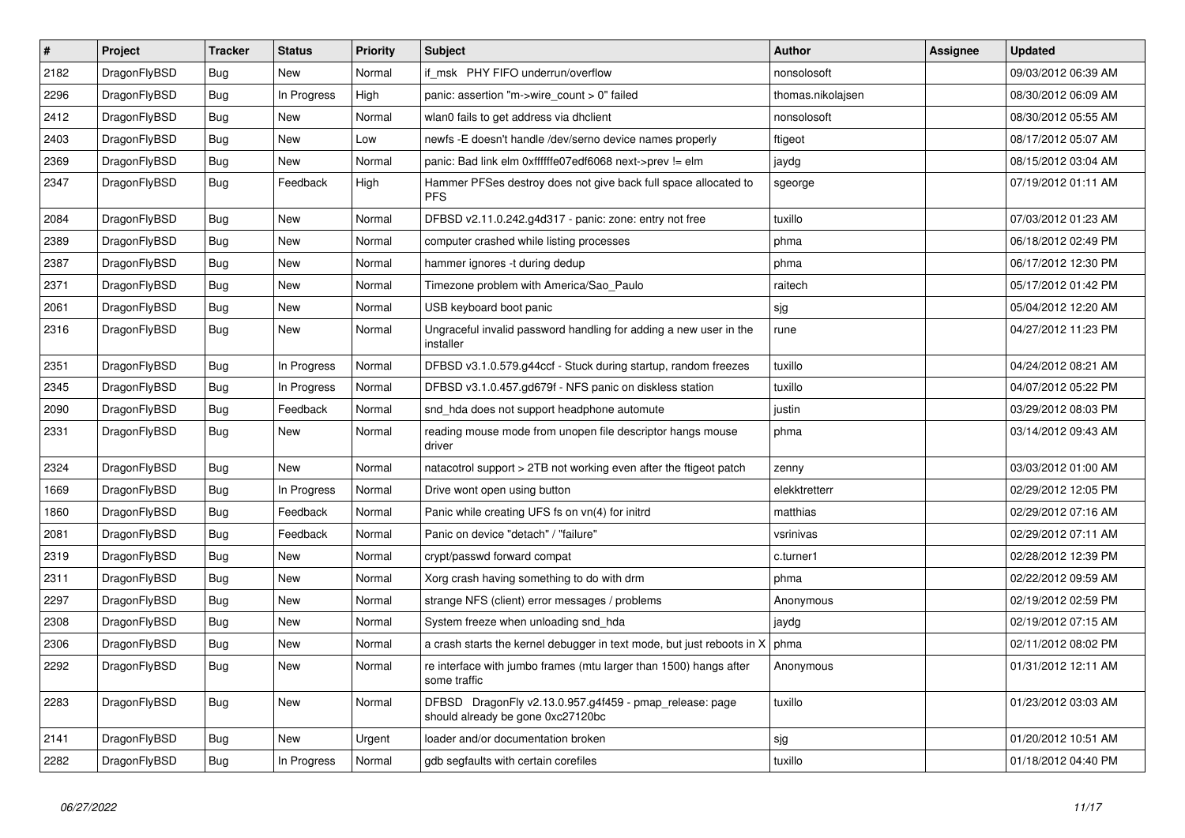| # | Project | Tracker | Status | Priority | Subject | Author | Assignee | Updated |
|---|---|---|---|---|---|---|---|---|
| 2182 | DragonFlyBSD | Bug | New | Normal | if_msk PHY FIFO underrun/overflow | nonsolosoft | | 09/03/2012 06:39 AM |
| 2296 | DragonFlyBSD | Bug | In Progress | High | panic: assertion "m->wire_count > 0" failed | thomas.nikolajsen | | 08/30/2012 06:09 AM |
| 2412 | DragonFlyBSD | Bug | New | Normal | wlan0 fails to get address via dhclient | nonsolosoft | | 08/30/2012 05:55 AM |
| 2403 | DragonFlyBSD | Bug | New | Low | newfs -E doesn't handle /dev/serno device names properly | ftigeot | | 08/17/2012 05:07 AM |
| 2369 | DragonFlyBSD | Bug | New | Normal | panic: Bad link elm 0xffffffe07edf6068 next->prev != elm | jaydg | | 08/15/2012 03:04 AM |
| 2347 | DragonFlyBSD | Bug | Feedback | High | Hammer PFSes destroy does not give back full space allocated to PFS | sgeorge | | 07/19/2012 01:11 AM |
| 2084 | DragonFlyBSD | Bug | New | Normal | DFBSD v2.11.0.242.g4d317 - panic: zone: entry not free | tuxillo | | 07/03/2012 01:23 AM |
| 2389 | DragonFlyBSD | Bug | New | Normal | computer crashed while listing processes | phma | | 06/18/2012 02:49 PM |
| 2387 | DragonFlyBSD | Bug | New | Normal | hammer ignores -t during dedup | phma | | 06/17/2012 12:30 PM |
| 2371 | DragonFlyBSD | Bug | New | Normal | Timezone problem with America/Sao_Paulo | raitech | | 05/17/2012 01:42 PM |
| 2061 | DragonFlyBSD | Bug | New | Normal | USB keyboard boot panic | sjg | | 05/04/2012 12:20 AM |
| 2316 | DragonFlyBSD | Bug | New | Normal | Ungraceful invalid password handling for adding a new user in the installer | rune | | 04/27/2012 11:23 PM |
| 2351 | DragonFlyBSD | Bug | In Progress | Normal | DFBSD v3.1.0.579.g44ccf - Stuck during startup, random freezes | tuxillo | | 04/24/2012 08:21 AM |
| 2345 | DragonFlyBSD | Bug | In Progress | Normal | DFBSD v3.1.0.457.gd679f - NFS panic on diskless station | tuxillo | | 04/07/2012 05:22 PM |
| 2090 | DragonFlyBSD | Bug | Feedback | Normal | snd_hda does not support headphone automute | justin | | 03/29/2012 08:03 PM |
| 2331 | DragonFlyBSD | Bug | New | Normal | reading mouse mode from unopen file descriptor hangs mouse driver | phma | | 03/14/2012 09:43 AM |
| 2324 | DragonFlyBSD | Bug | New | Normal | natacotrol support > 2TB not working even after the ftigeot patch | zenny | | 03/03/2012 01:00 AM |
| 1669 | DragonFlyBSD | Bug | In Progress | Normal | Drive wont open using button | elekktretterr | | 02/29/2012 12:05 PM |
| 1860 | DragonFlyBSD | Bug | Feedback | Normal | Panic while creating UFS fs on vn(4) for initrd | matthias | | 02/29/2012 07:16 AM |
| 2081 | DragonFlyBSD | Bug | Feedback | Normal | Panic on device "detach" / "failure" | vsrinivas | | 02/29/2012 07:11 AM |
| 2319 | DragonFlyBSD | Bug | New | Normal | crypt/passwd forward compat | c.turner1 | | 02/28/2012 12:39 PM |
| 2311 | DragonFlyBSD | Bug | New | Normal | Xorg crash having something to do with drm | phma | | 02/22/2012 09:59 AM |
| 2297 | DragonFlyBSD | Bug | New | Normal | strange NFS (client) error messages / problems | Anonymous | | 02/19/2012 02:59 PM |
| 2308 | DragonFlyBSD | Bug | New | Normal | System freeze when unloading snd_hda | jaydg | | 02/19/2012 07:15 AM |
| 2306 | DragonFlyBSD | Bug | New | Normal | a crash starts the kernel debugger in text mode, but just reboots in X | phma | | 02/11/2012 08:02 PM |
| 2292 | DragonFlyBSD | Bug | New | Normal | re interface with jumbo frames (mtu larger than 1500) hangs after some traffic | Anonymous | | 01/31/2012 12:11 AM |
| 2283 | DragonFlyBSD | Bug | New | Normal | DFBSD DragonFly v2.13.0.957.g4f459 - pmap_release: page should already be gone 0xc27120bc | tuxillo | | 01/23/2012 03:03 AM |
| 2141 | DragonFlyBSD | Bug | New | Urgent | loader and/or documentation broken | sjg | | 01/20/2012 10:51 AM |
| 2282 | DragonFlyBSD | Bug | In Progress | Normal | gdb segfaults with certain corefiles | tuxillo | | 01/18/2012 04:40 PM |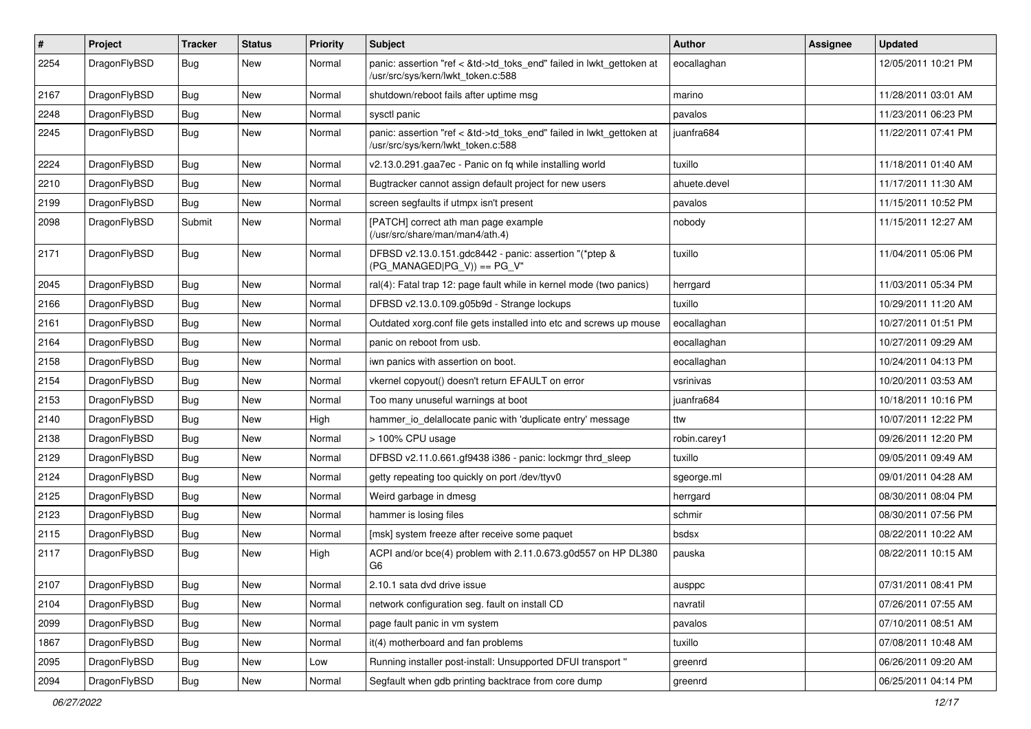| # | Project | Tracker | Status | Priority | Subject | Author | Assignee | Updated |
|---|---|---|---|---|---|---|---|---|
| 2254 | DragonFlyBSD | Bug | New | Normal | panic: assertion "ref < &td->td_toks_end" failed in lwkt_gettoken at /usr/src/sys/kern/lwkt_token.c:588 | eocallaghan | | 12/05/2011 10:21 PM |
| 2167 | DragonFlyBSD | Bug | New | Normal | shutdown/reboot fails after uptime msg | marino | | 11/28/2011 03:01 AM |
| 2248 | DragonFlyBSD | Bug | New | Normal | sysctl panic | pavalos | | 11/23/2011 06:23 PM |
| 2245 | DragonFlyBSD | Bug | New | Normal | panic: assertion "ref < &td->td_toks_end" failed in lwkt_gettoken at /usr/src/sys/kern/lwkt_token.c:588 | juanfra684 | | 11/22/2011 07:41 PM |
| 2224 | DragonFlyBSD | Bug | New | Normal | v2.13.0.291.gaa7ec - Panic on fq while installing world | tuxillo | | 11/18/2011 01:40 AM |
| 2210 | DragonFlyBSD | Bug | New | Normal | Bugtracker cannot assign default project for new users | ahuete.devel | | 11/17/2011 11:30 AM |
| 2199 | DragonFlyBSD | Bug | New | Normal | screen segfaults if utmpx isn't present | pavalos | | 11/15/2011 10:52 PM |
| 2098 | DragonFlyBSD | Submit | New | Normal | [PATCH] correct ath man page example (/usr/src/share/man/man4/ath.4) | nobody | | 11/15/2011 12:27 AM |
| 2171 | DragonFlyBSD | Bug | New | Normal | DFBSD v2.13.0.151.gdc8442 - panic: assertion "(*ptep & (PG_MANAGED\|PG_V)) == PG_V" | tuxillo | | 11/04/2011 05:06 PM |
| 2045 | DragonFlyBSD | Bug | New | Normal | ral(4): Fatal trap 12: page fault while in kernel mode (two panics) | herrgard | | 11/03/2011 05:34 PM |
| 2166 | DragonFlyBSD | Bug | New | Normal | DFBSD v2.13.0.109.g05b9d - Strange lockups | tuxillo | | 10/29/2011 11:20 AM |
| 2161 | DragonFlyBSD | Bug | New | Normal | Outdated xorg.conf file gets installed into etc and screws up mouse | eocallaghan | | 10/27/2011 01:51 PM |
| 2164 | DragonFlyBSD | Bug | New | Normal | panic on reboot from usb. | eocallaghan | | 10/27/2011 09:29 AM |
| 2158 | DragonFlyBSD | Bug | New | Normal | iwn panics with assertion on boot. | eocallaghan | | 10/24/2011 04:13 PM |
| 2154 | DragonFlyBSD | Bug | New | Normal | vkernel copyout() doesn't return EFAULT on error | vsrinivas | | 10/20/2011 03:53 AM |
| 2153 | DragonFlyBSD | Bug | New | Normal | Too many unuseful warnings at boot | juanfra684 | | 10/18/2011 10:16 PM |
| 2140 | DragonFlyBSD | Bug | New | High | hammer_io_delallocate panic with 'duplicate entry' message | ttw | | 10/07/2011 12:22 PM |
| 2138 | DragonFlyBSD | Bug | New | Normal | > 100% CPU usage | robin.carey1 | | 09/26/2011 12:20 PM |
| 2129 | DragonFlyBSD | Bug | New | Normal | DFBSD v2.11.0.661.gf9438 i386 - panic: lockmgr thrd_sleep | tuxillo | | 09/05/2011 09:49 AM |
| 2124 | DragonFlyBSD | Bug | New | Normal | getty repeating too quickly on port /dev/ttyv0 | sgeorge.ml | | 09/01/2011 04:28 AM |
| 2125 | DragonFlyBSD | Bug | New | Normal | Weird garbage in dmesg | herrgard | | 08/30/2011 08:04 PM |
| 2123 | DragonFlyBSD | Bug | New | Normal | hammer is losing files | schmir | | 08/30/2011 07:56 PM |
| 2115 | DragonFlyBSD | Bug | New | Normal | [msk] system freeze after receive some paquet | bsdsx | | 08/22/2011 10:22 AM |
| 2117 | DragonFlyBSD | Bug | New | High | ACPI and/or bce(4) problem with 2.11.0.673.g0d557 on HP DL380 G6 | pauska | | 08/22/2011 10:15 AM |
| 2107 | DragonFlyBSD | Bug | New | Normal | 2.10.1 sata dvd drive issue | ausppc | | 07/31/2011 08:41 PM |
| 2104 | DragonFlyBSD | Bug | New | Normal | network configuration seg. fault on install CD | navratil | | 07/26/2011 07:55 AM |
| 2099 | DragonFlyBSD | Bug | New | Normal | page fault panic in vm system | pavalos | | 07/10/2011 08:51 AM |
| 1867 | DragonFlyBSD | Bug | New | Normal | it(4) motherboard and fan problems | tuxillo | | 07/08/2011 10:48 AM |
| 2095 | DragonFlyBSD | Bug | New | Low | Running installer post-install: Unsupported DFUI transport " | greenrd | | 06/26/2011 09:20 AM |
| 2094 | DragonFlyBSD | Bug | New | Normal | Segfault when gdb printing backtrace from core dump | greenrd | | 06/25/2011 04:14 PM |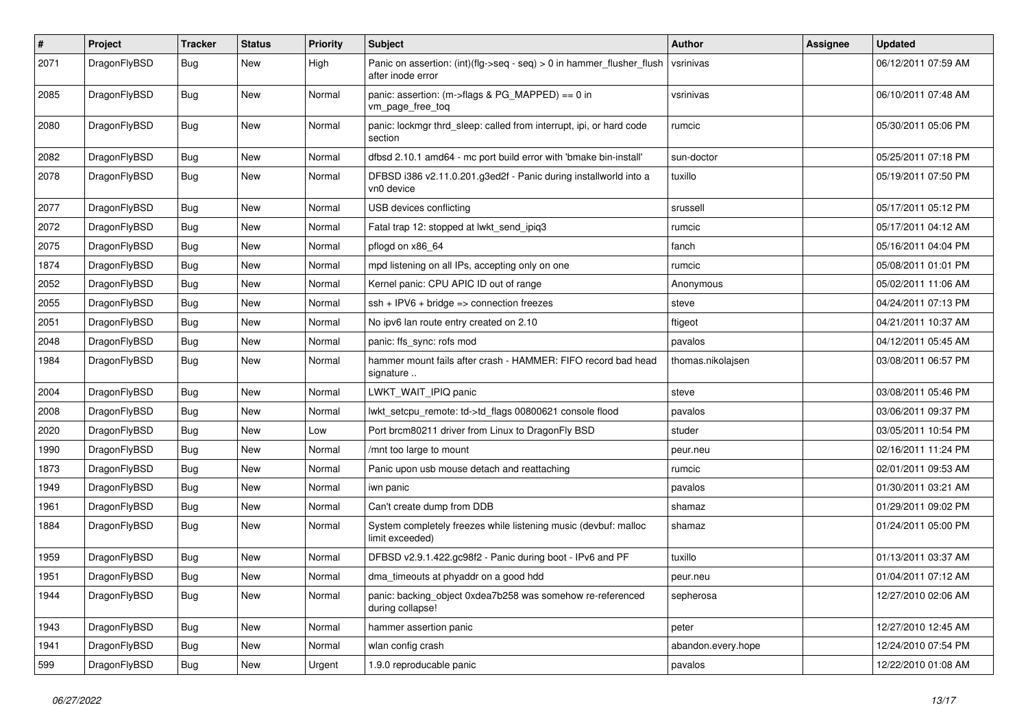| # | Project | Tracker | Status | Priority | Subject | Author | Assignee | Updated |
|---|---|---|---|---|---|---|---|---|
| 2071 | DragonFlyBSD | Bug | New | High | Panic on assertion: (int)(flg->seq - seq) > 0 in hammer_flusher_flush after inode error | vsrinivas | | 06/12/2011 07:59 AM |
| 2085 | DragonFlyBSD | Bug | New | Normal | panic: assertion: (m->flags & PG_MAPPED) == 0 in vm_page_free_toq | vsrinivas | | 06/10/2011 07:48 AM |
| 2080 | DragonFlyBSD | Bug | New | Normal | panic: lockmgr thrd_sleep: called from interrupt, ipi, or hard code section | rumcic | | 05/30/2011 05:06 PM |
| 2082 | DragonFlyBSD | Bug | New | Normal | dfbsd 2.10.1 amd64 - mc port build error with 'bmake bin-install' | sun-doctor | | 05/25/2011 07:18 PM |
| 2078 | DragonFlyBSD | Bug | New | Normal | DFBSD i386 v2.11.0.201.g3ed2f - Panic during installworld into a vn0 device | tuxillo | | 05/19/2011 07:50 PM |
| 2077 | DragonFlyBSD | Bug | New | Normal | USB devices conflicting | srussell | | 05/17/2011 05:12 PM |
| 2072 | DragonFlyBSD | Bug | New | Normal | Fatal trap 12: stopped at lwkt_send_ipiq3 | rumcic | | 05/17/2011 04:12 AM |
| 2075 | DragonFlyBSD | Bug | New | Normal | pflogd on x86_64 | fanch | | 05/16/2011 04:04 PM |
| 1874 | DragonFlyBSD | Bug | New | Normal | mpd listening on all IPs, accepting only on one | rumcic | | 05/08/2011 01:01 PM |
| 2052 | DragonFlyBSD | Bug | New | Normal | Kernel panic: CPU APIC ID out of range | Anonymous | | 05/02/2011 11:06 AM |
| 2055 | DragonFlyBSD | Bug | New | Normal | ssh + IPV6 + bridge => connection freezes | steve | | 04/24/2011 07:13 PM |
| 2051 | DragonFlyBSD | Bug | New | Normal | No ipv6 lan route entry created on 2.10 | ftigeot | | 04/21/2011 10:37 AM |
| 2048 | DragonFlyBSD | Bug | New | Normal | panic: ffs_sync: rofs mod | pavalos | | 04/12/2011 05:45 AM |
| 1984 | DragonFlyBSD | Bug | New | Normal | hammer mount fails after crash - HAMMER: FIFO record bad head signature .. | thomas.nikolajsen | | 03/08/2011 06:57 PM |
| 2004 | DragonFlyBSD | Bug | New | Normal | LWKT_WAIT_IPIQ panic | steve | | 03/08/2011 05:46 PM |
| 2008 | DragonFlyBSD | Bug | New | Normal | lwkt_setcpu_remote: td->td_flags 00800621 console flood | pavalos | | 03/06/2011 09:37 PM |
| 2020 | DragonFlyBSD | Bug | New | Low | Port brcm80211 driver from Linux to DragonFly BSD | studer | | 03/05/2011 10:54 PM |
| 1990 | DragonFlyBSD | Bug | New | Normal | /mnt too large to mount | peur.neu | | 02/16/2011 11:24 PM |
| 1873 | DragonFlyBSD | Bug | New | Normal | Panic upon usb mouse detach and reattaching | rumcic | | 02/01/2011 09:53 AM |
| 1949 | DragonFlyBSD | Bug | New | Normal | iwn panic | pavalos | | 01/30/2011 03:21 AM |
| 1961 | DragonFlyBSD | Bug | New | Normal | Can't create dump from DDB | shamaz | | 01/29/2011 09:02 PM |
| 1884 | DragonFlyBSD | Bug | New | Normal | System completely freezes while listening music (devbuf: malloc limit exceeded) | shamaz | | 01/24/2011 05:00 PM |
| 1959 | DragonFlyBSD | Bug | New | Normal | DFBSD v2.9.1.422.gc98f2 - Panic during boot - IPv6 and PF | tuxillo | | 01/13/2011 03:37 AM |
| 1951 | DragonFlyBSD | Bug | New | Normal | dma_timeouts at phyaddr on a good hdd | peur.neu | | 01/04/2011 07:12 AM |
| 1944 | DragonFlyBSD | Bug | New | Normal | panic: backing_object 0xdea7b258 was somehow re-referenced during collapse! | sepherosa | | 12/27/2010 02:06 AM |
| 1943 | DragonFlyBSD | Bug | New | Normal | hammer assertion panic | peter | | 12/27/2010 12:45 AM |
| 1941 | DragonFlyBSD | Bug | New | Normal | wlan config crash | abandon.every.hope | | 12/24/2010 07:54 PM |
| 599 | DragonFlyBSD | Bug | New | Urgent | 1.9.0 reproducable panic | pavalos | | 12/22/2010 01:08 AM |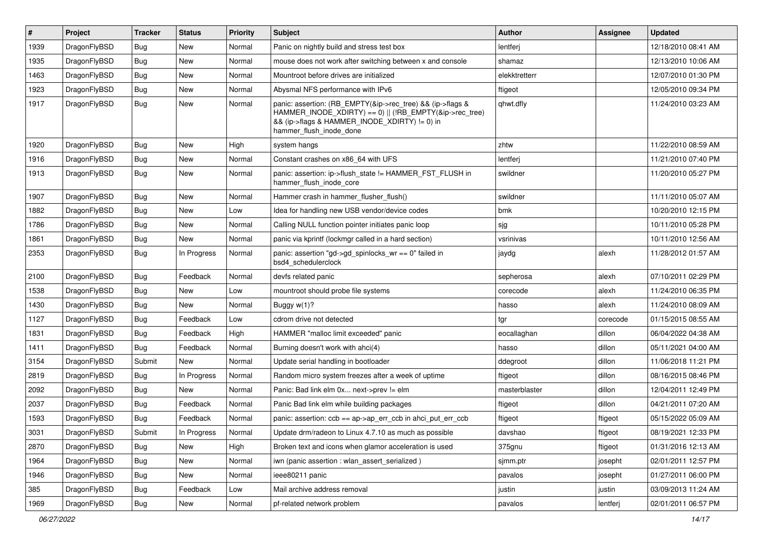| # | Project | Tracker | Status | Priority | Subject | Author | Assignee | Updated |
|---|---|---|---|---|---|---|---|---|
| 1939 | DragonFlyBSD | Bug | New | Normal | Panic on nightly build and stress test box | lentferj | | 12/18/2010 08:41 AM |
| 1935 | DragonFlyBSD | Bug | New | Normal | mouse does not work after switching between x and console | shamaz | | 12/13/2010 10:06 AM |
| 1463 | DragonFlyBSD | Bug | New | Normal | Mountroot before drives are initialized | elekktretterr | | 12/07/2010 01:30 PM |
| 1923 | DragonFlyBSD | Bug | New | Normal | Abysmal NFS performance with IPv6 | ftigeot | | 12/05/2010 09:34 PM |
| 1917 | DragonFlyBSD | Bug | New | Normal | panic: assertion: (RB_EMPTY(&ip->rec_tree) && (ip->flags & HAMMER_INODE_XDIRTY) == 0) \|\| (!RB_EMPTY(&ip->rec_tree) && (ip->flags & HAMMER_INODE_XDIRTY) != 0) in hammer_flush_inode_done | qhwt.dfly | | 11/24/2010 03:23 AM |
| 1920 | DragonFlyBSD | Bug | New | High | system hangs | zhtw | | 11/22/2010 08:59 AM |
| 1916 | DragonFlyBSD | Bug | New | Normal | Constant crashes on x86_64 with UFS | lentferj | | 11/21/2010 07:40 PM |
| 1913 | DragonFlyBSD | Bug | New | Normal | panic: assertion: ip->flush_state != HAMMER_FST_FLUSH in hammer_flush_inode_core | swildner | | 11/20/2010 05:27 PM |
| 1907 | DragonFlyBSD | Bug | New | Normal | Hammer crash in hammer_flusher_flush() | swildner | | 11/11/2010 05:07 AM |
| 1882 | DragonFlyBSD | Bug | New | Low | Idea for handling new USB vendor/device codes | bmk | | 10/20/2010 12:15 PM |
| 1786 | DragonFlyBSD | Bug | New | Normal | Calling NULL function pointer initiates panic loop | sjg | | 10/11/2010 05:28 PM |
| 1861 | DragonFlyBSD | Bug | New | Normal | panic via kprintf (lockmgr called in a hard section) | vsrinivas | | 10/11/2010 12:56 AM |
| 2353 | DragonFlyBSD | Bug | In Progress | Normal | panic: assertion "gd->gd_spinlocks_wr == 0" failed in bsd4_schedulerclock | jaydg | alexh | 11/28/2012 01:57 AM |
| 2100 | DragonFlyBSD | Bug | Feedback | Normal | devfs related panic | sepherosa | alexh | 07/10/2011 02:29 PM |
| 1538 | DragonFlyBSD | Bug | New | Low | mountroot should probe file systems | corecode | alexh | 11/24/2010 06:35 PM |
| 1430 | DragonFlyBSD | Bug | New | Normal | Buggy w(1)? | hasso | alexh | 11/24/2010 08:09 AM |
| 1127 | DragonFlyBSD | Bug | Feedback | Low | cdrom drive not detected | tgr | corecode | 01/15/2015 08:55 AM |
| 1831 | DragonFlyBSD | Bug | Feedback | High | HAMMER "malloc limit exceeded" panic | eocallaghan | dillon | 06/04/2022 04:38 AM |
| 1411 | DragonFlyBSD | Bug | Feedback | Normal | Burning doesn't work with ahci(4) | hasso | dillon | 05/11/2021 04:00 AM |
| 3154 | DragonFlyBSD | Submit | New | Normal | Update serial handling in bootloader | ddegroot | dillon | 11/06/2018 11:21 PM |
| 2819 | DragonFlyBSD | Bug | In Progress | Normal | Random micro system freezes after a week of uptime | ftigeot | dillon | 08/16/2015 08:46 PM |
| 2092 | DragonFlyBSD | Bug | New | Normal | Panic: Bad link elm 0x... next->prev != elm | masterblaster | dillon | 12/04/2011 12:49 PM |
| 2037 | DragonFlyBSD | Bug | Feedback | Normal | Panic Bad link elm while building packages | ftigeot | dillon | 04/21/2011 07:20 AM |
| 1593 | DragonFlyBSD | Bug | Feedback | Normal | panic: assertion: ccb == ap->ap_err_ccb in ahci_put_err_ccb | ftigeot | ftigeot | 05/15/2022 05:09 AM |
| 3031 | DragonFlyBSD | Submit | In Progress | Normal | Update drm/radeon to Linux 4.7.10 as much as possible | davshao | ftigeot | 08/19/2021 12:33 PM |
| 2870 | DragonFlyBSD | Bug | New | High | Broken text and icons when glamor acceleration is used | 375gnu | ftigeot | 01/31/2016 12:13 AM |
| 1964 | DragonFlyBSD | Bug | New | Normal | iwn (panic assertion : wlan_assert_serialized ) | sjmm.ptr | josepht | 02/01/2011 12:57 PM |
| 1946 | DragonFlyBSD | Bug | New | Normal | ieee80211 panic | pavalos | josepht | 01/27/2011 06:00 PM |
| 385 | DragonFlyBSD | Bug | Feedback | Low | Mail archive address removal | justin | justin | 03/09/2013 11:24 AM |
| 1969 | DragonFlyBSD | Bug | New | Normal | pf-related network problem | pavalos | lentferj | 02/01/2011 06:57 PM |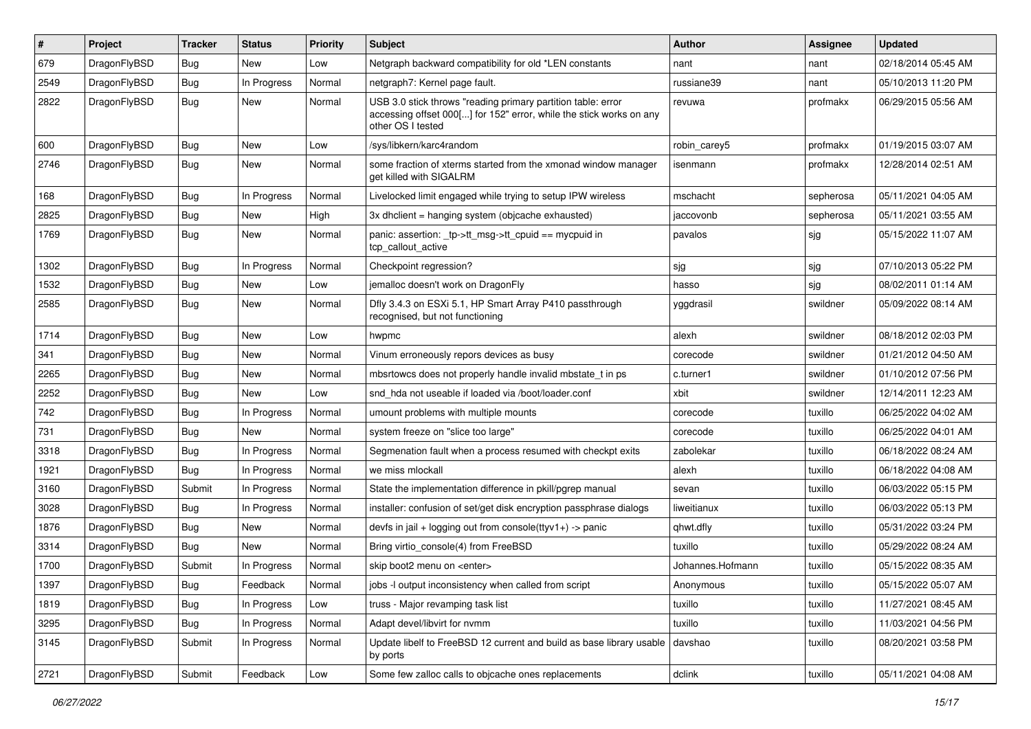| # | Project | Tracker | Status | Priority | Subject | Author | Assignee | Updated |
|---|---|---|---|---|---|---|---|---|
| 679 | DragonFlyBSD | Bug | New | Low | Netgraph backward compatibility for old *LEN constants | nant | nant | 02/18/2014 05:45 AM |
| 2549 | DragonFlyBSD | Bug | In Progress | Normal | netgraph7: Kernel page fault. | russiane39 | nant | 05/10/2013 11:20 PM |
| 2822 | DragonFlyBSD | Bug | New | Normal | USB 3.0 stick throws "reading primary partition table: error accessing offset 000[...] for 152" error, while the stick works on any other OS I tested | revuwa | profmakx | 06/29/2015 05:56 AM |
| 600 | DragonFlyBSD | Bug | New | Low | /sys/libkern/karc4random | robin_carey5 | profmakx | 01/19/2015 03:07 AM |
| 2746 | DragonFlyBSD | Bug | New | Normal | some fraction of xterms started from the xmonad window manager get killed with SIGALRM | isenmann | profmakx | 12/28/2014 02:51 AM |
| 168 | DragonFlyBSD | Bug | In Progress | Normal | Livelocked limit engaged while trying to setup IPW wireless | mschacht | sepherosa | 05/11/2021 04:05 AM |
| 2825 | DragonFlyBSD | Bug | New | High | 3x dhclient = hanging system (objcache exhausted) | jaccovonb | sepherosa | 05/11/2021 03:55 AM |
| 1769 | DragonFlyBSD | Bug | New | Normal | panic: assertion: _tp->tt_msg->tt_cpuid == mycpuid in tcp_callout_active | pavalos | sjg | 05/15/2022 11:07 AM |
| 1302 | DragonFlyBSD | Bug | In Progress | Normal | Checkpoint regression? | sjg | sjg | 07/10/2013 05:22 PM |
| 1532 | DragonFlyBSD | Bug | New | Low | jemalloc doesn't work on DragonFly | hasso | sjg | 08/02/2011 01:14 AM |
| 2585 | DragonFlyBSD | Bug | New | Normal | Dfly 3.4.3 on ESXi 5.1, HP Smart Array P410 passthrough recognised, but not functioning | yggdrasil | swildner | 05/09/2022 08:14 AM |
| 1714 | DragonFlyBSD | Bug | New | Low | hwpmc | alexh | swildner | 08/18/2012 02:03 PM |
| 341 | DragonFlyBSD | Bug | New | Normal | Vinum erroneously repors devices as busy | corecode | swildner | 01/21/2012 04:50 AM |
| 2265 | DragonFlyBSD | Bug | New | Normal | mbsrtowcs does not properly handle invalid mbstate_t in ps | c.turner1 | swildner | 01/10/2012 07:56 PM |
| 2252 | DragonFlyBSD | Bug | New | Low | snd_hda not useable if loaded via /boot/loader.conf | xbit | swildner | 12/14/2011 12:23 AM |
| 742 | DragonFlyBSD | Bug | In Progress | Normal | umount problems with multiple mounts | corecode | tuxillo | 06/25/2022 04:02 AM |
| 731 | DragonFlyBSD | Bug | New | Normal | system freeze on "slice too large" | corecode | tuxillo | 06/25/2022 04:01 AM |
| 3318 | DragonFlyBSD | Bug | In Progress | Normal | Segmenation fault when a process resumed with checkpt exits | zabolekar | tuxillo | 06/18/2022 08:24 AM |
| 1921 | DragonFlyBSD | Bug | In Progress | Normal | we miss mlockall | alexh | tuxillo | 06/18/2022 04:08 AM |
| 3160 | DragonFlyBSD | Submit | In Progress | Normal | State the implementation difference in pkill/pgrep manual | sevan | tuxillo | 06/03/2022 05:15 PM |
| 3028 | DragonFlyBSD | Bug | In Progress | Normal | installer: confusion of set/get disk encryption passphrase dialogs | liweitianux | tuxillo | 06/03/2022 05:13 PM |
| 1876 | DragonFlyBSD | Bug | New | Normal | devfs in jail + logging out from console(ttyv1+) -> panic | qhwt.dfly | tuxillo | 05/31/2022 03:24 PM |
| 3314 | DragonFlyBSD | Bug | New | Normal | Bring virtio_console(4) from FreeBSD | tuxillo | tuxillo | 05/29/2022 08:24 AM |
| 1700 | DragonFlyBSD | Submit | In Progress | Normal | skip boot2 menu on <enter> | Johannes.Hofmann | tuxillo | 05/15/2022 08:35 AM |
| 1397 | DragonFlyBSD | Bug | Feedback | Normal | jobs -l output inconsistency when called from script | Anonymous | tuxillo | 05/15/2022 05:07 AM |
| 1819 | DragonFlyBSD | Bug | In Progress | Low | truss - Major revamping task list | tuxillo | tuxillo | 11/27/2021 08:45 AM |
| 3295 | DragonFlyBSD | Bug | In Progress | Normal | Adapt devel/libvirt for nvmm | tuxillo | tuxillo | 11/03/2021 04:56 PM |
| 3145 | DragonFlyBSD | Submit | In Progress | Normal | Update libelf to FreeBSD 12 current and build as base library usable by ports | davshao | tuxillo | 08/20/2021 03:58 PM |
| 2721 | DragonFlyBSD | Submit | Feedback | Low | Some few zalloc calls to objcache ones replacements | dclink | tuxillo | 05/11/2021 04:08 AM |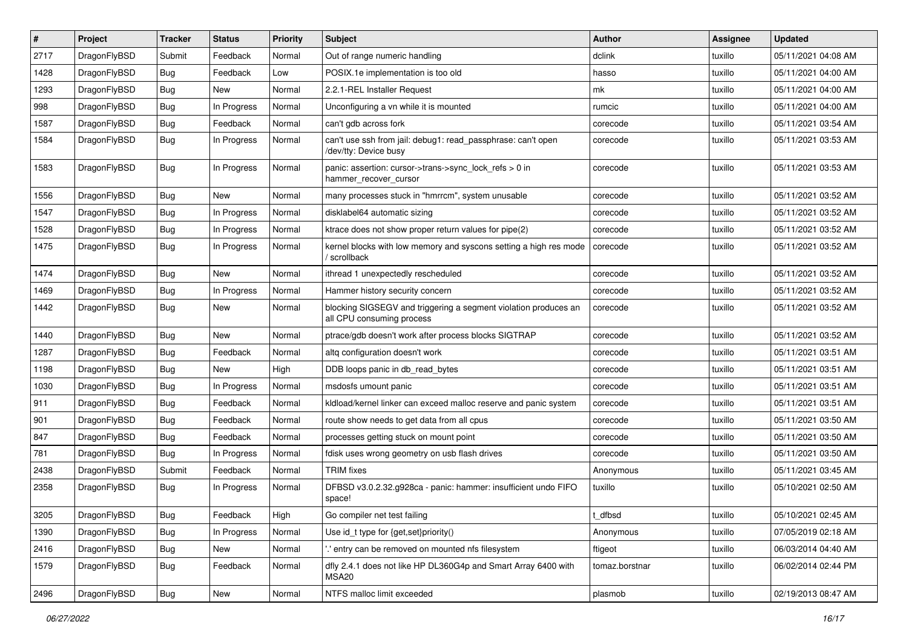| # | Project | Tracker | Status | Priority | Subject | Author | Assignee | Updated |
|---|---|---|---|---|---|---|---|---|
| 2717 | DragonFlyBSD | Submit | Feedback | Normal | Out of range numeric handling | dclink | tuxillo | 05/11/2021 04:08 AM |
| 1428 | DragonFlyBSD | Bug | Feedback | Low | POSIX.1e implementation is too old | hasso | tuxillo | 05/11/2021 04:00 AM |
| 1293 | DragonFlyBSD | Bug | New | Normal | 2.2.1-REL Installer Request | mk | tuxillo | 05/11/2021 04:00 AM |
| 998 | DragonFlyBSD | Bug | In Progress | Normal | Unconfiguring a vn while it is mounted | rumcic | tuxillo | 05/11/2021 04:00 AM |
| 1587 | DragonFlyBSD | Bug | Feedback | Normal | can't gdb across fork | corecode | tuxillo | 05/11/2021 03:54 AM |
| 1584 | DragonFlyBSD | Bug | In Progress | Normal | can't use ssh from jail: debug1: read_passphrase: can't open /dev/tty: Device busy | corecode | tuxillo | 05/11/2021 03:53 AM |
| 1583 | DragonFlyBSD | Bug | In Progress | Normal | panic: assertion: cursor->trans->sync_lock_refs > 0 in hammer_recover_cursor | corecode | tuxillo | 05/11/2021 03:53 AM |
| 1556 | DragonFlyBSD | Bug | New | Normal | many processes stuck in "hmrrcm", system unusable | corecode | tuxillo | 05/11/2021 03:52 AM |
| 1547 | DragonFlyBSD | Bug | In Progress | Normal | disklabel64 automatic sizing | corecode | tuxillo | 05/11/2021 03:52 AM |
| 1528 | DragonFlyBSD | Bug | In Progress | Normal | ktrace does not show proper return values for pipe(2) | corecode | tuxillo | 05/11/2021 03:52 AM |
| 1475 | DragonFlyBSD | Bug | In Progress | Normal | kernel blocks with low memory and syscons setting a high res mode / scrollback | corecode | tuxillo | 05/11/2021 03:52 AM |
| 1474 | DragonFlyBSD | Bug | New | Normal | ithread 1 unexpectedly rescheduled | corecode | tuxillo | 05/11/2021 03:52 AM |
| 1469 | DragonFlyBSD | Bug | In Progress | Normal | Hammer history security concern | corecode | tuxillo | 05/11/2021 03:52 AM |
| 1442 | DragonFlyBSD | Bug | New | Normal | blocking SIGSEGV and triggering a segment violation produces an all CPU consuming process | corecode | tuxillo | 05/11/2021 03:52 AM |
| 1440 | DragonFlyBSD | Bug | New | Normal | ptrace/gdb doesn't work after process blocks SIGTRAP | corecode | tuxillo | 05/11/2021 03:52 AM |
| 1287 | DragonFlyBSD | Bug | Feedback | Normal | altq configuration doesn't work | corecode | tuxillo | 05/11/2021 03:51 AM |
| 1198 | DragonFlyBSD | Bug | New | High | DDB loops panic in db_read_bytes | corecode | tuxillo | 05/11/2021 03:51 AM |
| 1030 | DragonFlyBSD | Bug | In Progress | Normal | msdosfs umount panic | corecode | tuxillo | 05/11/2021 03:51 AM |
| 911 | DragonFlyBSD | Bug | Feedback | Normal | kldload/kernel linker can exceed malloc reserve and panic system | corecode | tuxillo | 05/11/2021 03:51 AM |
| 901 | DragonFlyBSD | Bug | Feedback | Normal | route show needs to get data from all cpus | corecode | tuxillo | 05/11/2021 03:50 AM |
| 847 | DragonFlyBSD | Bug | Feedback | Normal | processes getting stuck on mount point | corecode | tuxillo | 05/11/2021 03:50 AM |
| 781 | DragonFlyBSD | Bug | In Progress | Normal | fdisk uses wrong geometry on usb flash drives | corecode | tuxillo | 05/11/2021 03:50 AM |
| 2438 | DragonFlyBSD | Submit | Feedback | Normal | TRIM fixes | Anonymous | tuxillo | 05/11/2021 03:45 AM |
| 2358 | DragonFlyBSD | Bug | In Progress | Normal | DFBSD v3.0.2.32.g928ca - panic: hammer: insufficient undo FIFO space! | tuxillo | tuxillo | 05/10/2021 02:50 AM |
| 3205 | DragonFlyBSD | Bug | Feedback | High | Go compiler net test failing | t_dfbsd | tuxillo | 05/10/2021 02:45 AM |
| 1390 | DragonFlyBSD | Bug | In Progress | Normal | Use id_t type for {get,set}priority() | Anonymous | tuxillo | 07/05/2019 02:18 AM |
| 2416 | DragonFlyBSD | Bug | New | Normal | '.' entry can be removed on mounted nfs filesystem | ftigeot | tuxillo | 06/03/2014 04:40 AM |
| 1579 | DragonFlyBSD | Bug | Feedback | Normal | dfly 2.4.1 does not like HP DL360G4p and Smart Array 6400 with MSA20 | tomaz.borstnar | tuxillo | 06/02/2014 02:44 PM |
| 2496 | DragonFlyBSD | Bug | New | Normal | NTFS malloc limit exceeded | plasmob | tuxillo | 02/19/2013 08:47 AM |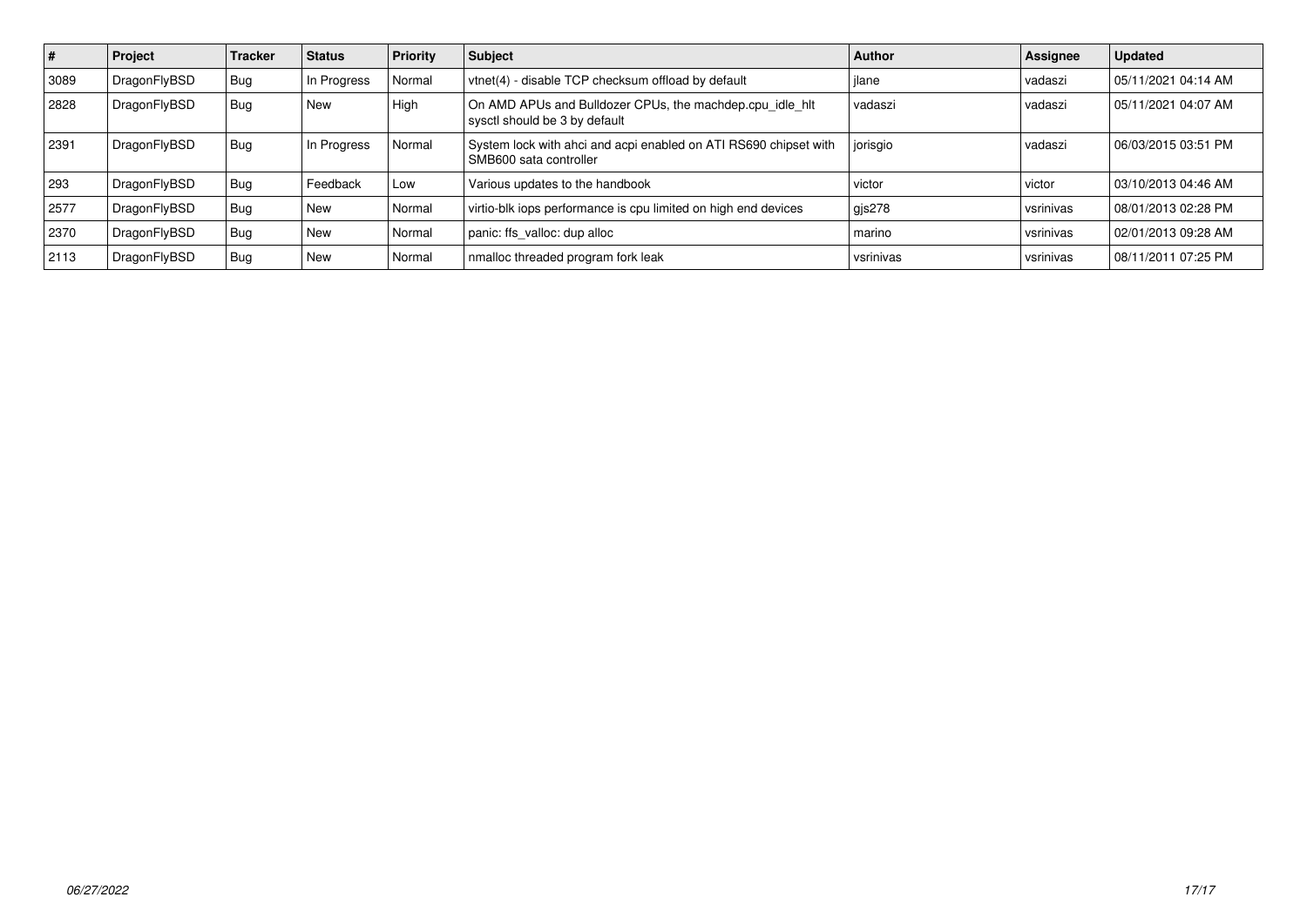| # | Project | Tracker | Status | Priority | Subject | Author | Assignee | Updated |
|---|---|---|---|---|---|---|---|---|
| 3089 | DragonFlyBSD | Bug | In Progress | Normal | vtnet(4) - disable TCP checksum offload by default | jlane | vadaszi | 05/11/2021 04:14 AM |
| 2828 | DragonFlyBSD | Bug | New | High | On AMD APUs and Bulldozer CPUs, the machdep.cpu_idle_hlt sysctl should be 3 by default | vadaszi | vadaszi | 05/11/2021 04:07 AM |
| 2391 | DragonFlyBSD | Bug | In Progress | Normal | System lock with ahci and acpi enabled on ATI RS690 chipset with SMB600 sata controller | jorisgio | vadaszi | 06/03/2015 03:51 PM |
| 293 | DragonFlyBSD | Bug | Feedback | Low | Various updates to the handbook | victor | victor | 03/10/2013 04:46 AM |
| 2577 | DragonFlyBSD | Bug | New | Normal | virtio-blk iops performance is cpu limited on high end devices | gjs278 | vsrinivas | 08/01/2013 02:28 PM |
| 2370 | DragonFlyBSD | Bug | New | Normal | panic: ffs_valloc: dup alloc | marino | vsrinivas | 02/01/2013 09:28 AM |
| 2113 | DragonFlyBSD | Bug | New | Normal | nmalloc threaded program fork leak | vsrinivas | vsrinivas | 08/11/2011 07:25 PM |